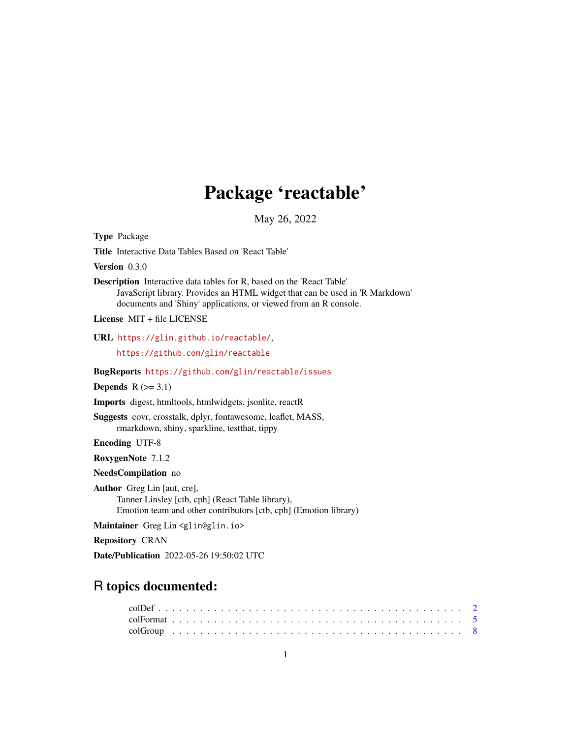# Package 'reactable'

May 26, 2022

**Type** Package

**Title** Interactive Data Tables Based on 'React Table'

**Version** 0.3.0

**Description** Interactive data tables for R, based on the 'React Table' JavaScript library. Provides an HTML widget that can be used in 'R Markdown' documents and 'Shiny' applications, or viewed from an R console.

**License** MIT + file LICENSE

**URL** https://glin.github.io/reactable/, https://github.com/glin/reactable

**BugReports** https://github.com/glin/reactable/issues

**Depends** R (>= 3.1)

**Imports** digest, htmltools, htmlwidgets, jsonlite, reactR

**Suggests** covr, crosstalk, dplyr, fontawesome, leaflet, MASS, rmarkdown, shiny, sparkline, testthat, tippy

**Encoding** UTF-8

**RoxygenNote** 7.1.2

**NeedsCompilation** no

**Author** Greg Lin [aut, cre], Tanner Linsley [ctb, cph] (React Table library), Emotion team and other contributors [ctb, cph] (Emotion library)

**Maintainer** Greg Lin <glin@glin.io>

**Repository** CRAN

**Date/Publication** 2022-05-26 19:50:02 UTC

## R topics documented:

- colDef . . . . . . . . . . . . . . . . . . . . . . . . . . . . . . . . . . . . . . . . . . 2
- colFormat . . . . . . . . . . . . . . . . . . . . . . . . . . . . . . . . . . . . . . . . 5
- colGroup . . . . . . . . . . . . . . . . . . . . . . . . . . . . . . . . . . . . . . . . . 8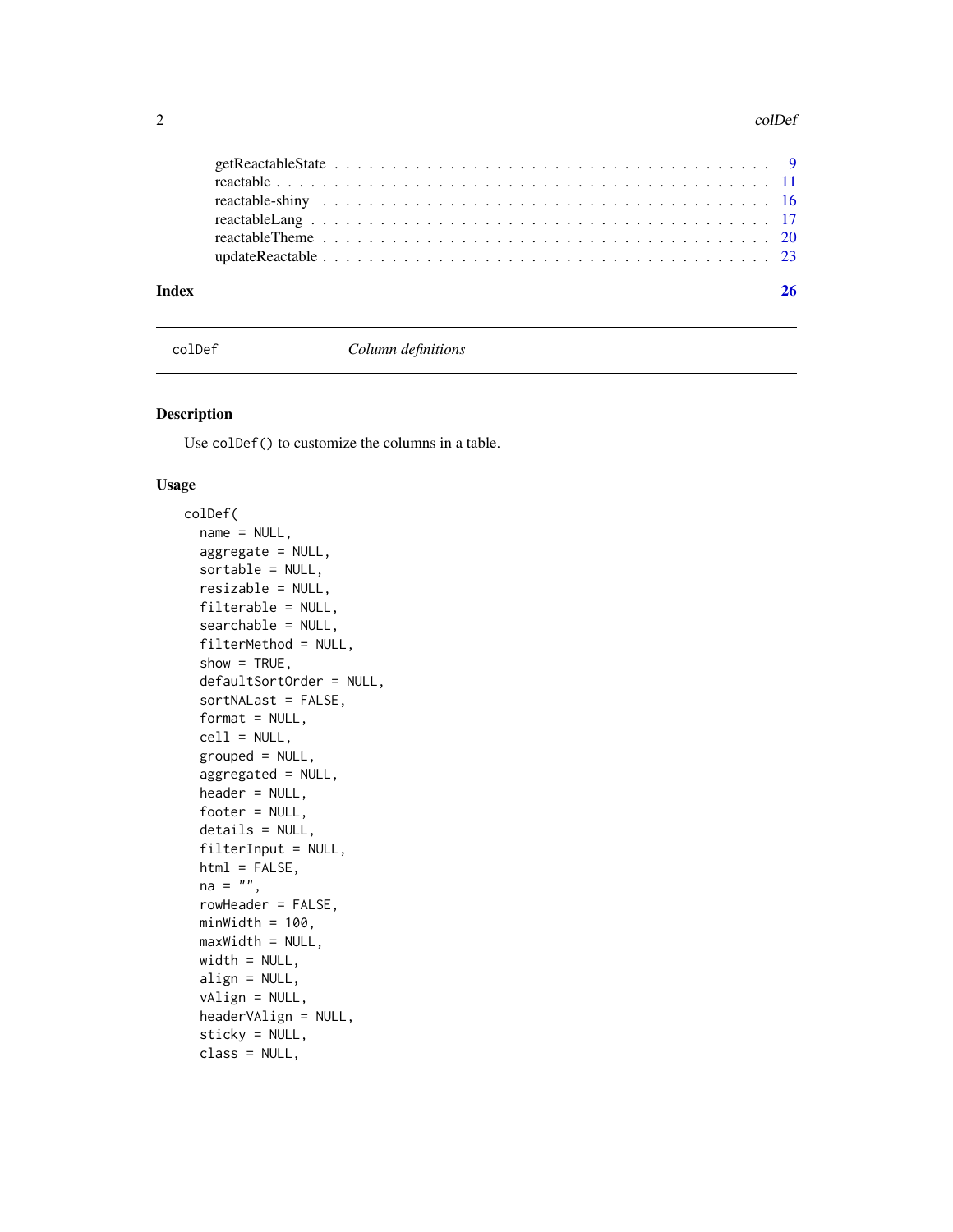getReactableState . . . . . . . . . . . . . . . . . . . . . . . . . . . . . . . . . . . 9
reactable . . . . . . . . . . . . . . . . . . . . . . . . . . . . . . . . . . . . . . . 11
reactable-shiny . . . . . . . . . . . . . . . . . . . . . . . . . . . . . . . . . . . . 16
reactableLang . . . . . . . . . . . . . . . . . . . . . . . . . . . . . . . . . . . . . 17
reactableTheme . . . . . . . . . . . . . . . . . . . . . . . . . . . . . . . . . . . . 20
updateReactable . . . . . . . . . . . . . . . . . . . . . . . . . . . . . . . . . . . 23

**Index** **26**

---

`colDef` *Column definitions*

---

## Description

Use `colDef()` to customize the columns in a table.

## Usage

```
colDef(
  name = NULL,
  aggregate = NULL,
  sortable = NULL,
  resizable = NULL,
  filterable = NULL,
  searchable = NULL,
  filterMethod = NULL,
  show = TRUE,
  defaultSortOrder = NULL,
  sortNALast = FALSE,
  format = NULL,
  cell = NULL,
  grouped = NULL,
  aggregated = NULL,
  header = NULL,
  footer = NULL,
  details = NULL,
  filterInput = NULL,
  html = FALSE,
  na = "",
  rowHeader = FALSE,
  minWidth = 100,
  maxWidth = NULL,
  width = NULL,
  align = NULL,
  vAlign = NULL,
  headerVAlign = NULL,
  sticky = NULL,
  class = NULL,
```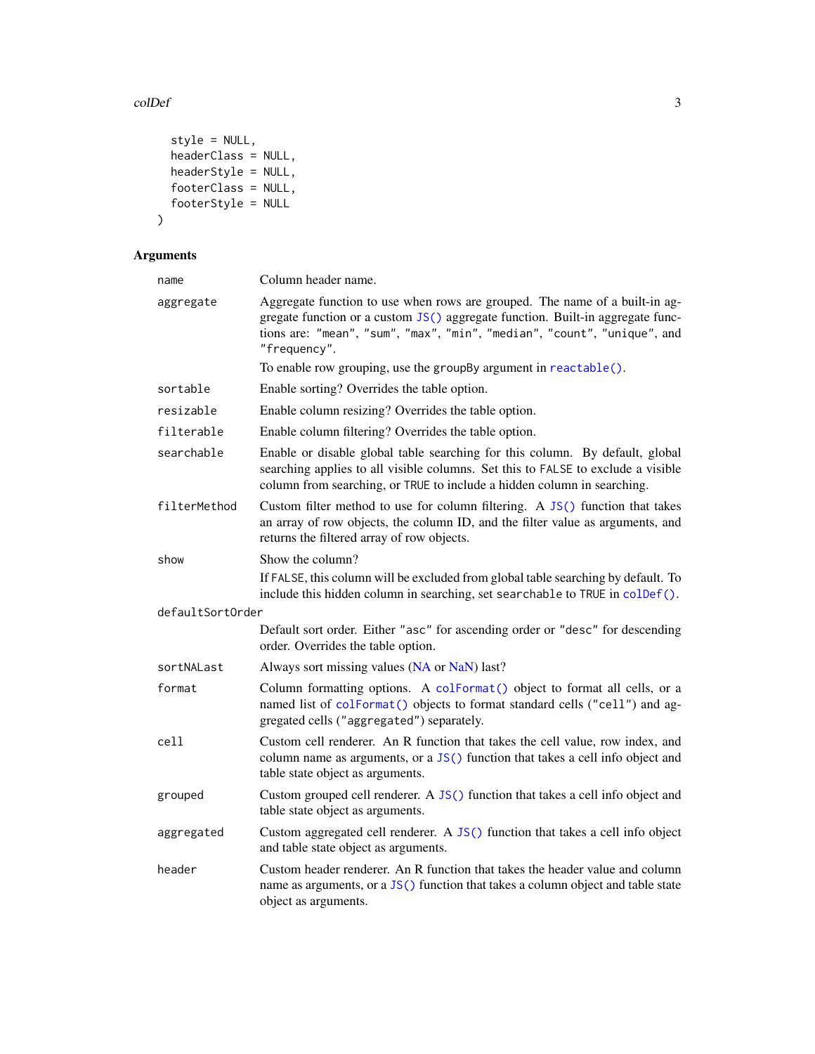```
  style = NULL,
  headerClass = NULL,
  headerStyle = NULL,
  footerClass = NULL,
  footerStyle = NULL
)
```

## Arguments

| Argument | Description |
|---|---|
| `name` | Column header name. |
| `aggregate` | Aggregate function to use when rows are grouped. The name of a built-in aggregate function or a custom `JS()` aggregate function. Built-in aggregate functions are: `"mean"`, `"sum"`, `"max"`, `"min"`, `"median"`, `"count"`, `"unique"`, and `"frequency"`. To enable row grouping, use the `groupBy` argument in `reactable()`. |
| `sortable` | Enable sorting? Overrides the table option. |
| `resizable` | Enable column resizing? Overrides the table option. |
| `filterable` | Enable column filtering? Overrides the table option. |
| `searchable` | Enable or disable global table searching for this column. By default, global searching applies to all visible columns. Set this to `FALSE` to exclude a visible column from searching, or `TRUE` to include a hidden column in searching. |
| `filterMethod` | Custom filter method to use for column filtering. A `JS()` function that takes an array of row objects, the column ID, and the filter value as arguments, and returns the filtered array of row objects. |
| `show` | Show the column? If `FALSE`, this column will be excluded from global table searching by default. To include this hidden column in searching, set `searchable` to `TRUE` in `colDef()`. |
| `defaultSortOrder` | Default sort order. Either `"asc"` for ascending order or `"desc"` for descending order. Overrides the table option. |
| `sortNALast` | Always sort missing values (NA or NaN) last? |
| `format` | Column formatting options. A `colFormat()` object to format all cells, or a named list of `colFormat()` objects to format standard cells (`"cell"`) and aggregated cells (`"aggregated"`) separately. |
| `cell` | Custom cell renderer. An R function that takes the cell value, row index, and column name as arguments, or a `JS()` function that takes a cell info object and table state object as arguments. |
| `grouped` | Custom grouped cell renderer. A `JS()` function that takes a cell info object and table state object as arguments. |
| `aggregated` | Custom aggregated cell renderer. A `JS()` function that takes a cell info object and table state object as arguments. |
| `header` | Custom header renderer. An R function that takes the header value and column name as arguments, or a `JS()` function that takes a column object and table state object as arguments. |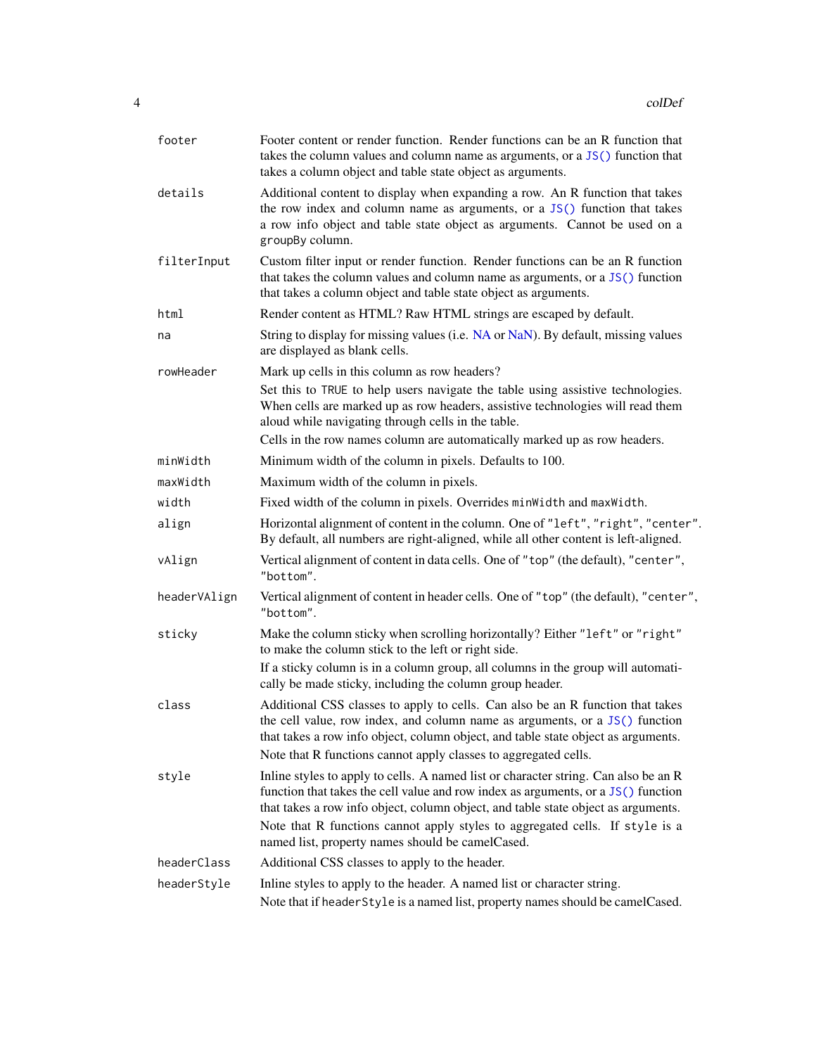| | |
|---|---|
| `footer` | Footer content or render function. Render functions can be an R function that takes the column values and column name as arguments, or a `JS()` function that takes a column object and table state object as arguments. |
| `details` | Additional content to display when expanding a row. An R function that takes the row index and column name as arguments, or a `JS()` function that takes a row info object and table state object as arguments. Cannot be used on a `groupBy` column. |
| `filterInput` | Custom filter input or render function. Render functions can be an R function that takes the column values and column name as arguments, or a `JS()` function that takes a column object and table state object as arguments. |
| `html` | Render content as HTML? Raw HTML strings are escaped by default. |
| `na` | String to display for missing values (i.e. NA or NaN). By default, missing values are displayed as blank cells. |
| `rowHeader` | Mark up cells in this column as row headers?<br>Set this to `TRUE` to help users navigate the table using assistive technologies. When cells are marked up as row headers, assistive technologies will read them aloud while navigating through cells in the table.<br>Cells in the row names column are automatically marked up as row headers. |
| `minWidth` | Minimum width of the column in pixels. Defaults to 100. |
| `maxWidth` | Maximum width of the column in pixels. |
| `width` | Fixed width of the column in pixels. Overrides `minWidth` and `maxWidth`. |
| `align` | Horizontal alignment of content in the column. One of `"left"`, `"right"`, `"center"`. By default, all numbers are right-aligned, while all other content is left-aligned. |
| `vAlign` | Vertical alignment of content in data cells. One of `"top"` (the default), `"center"`, `"bottom"`. |
| `headerVAlign` | Vertical alignment of content in header cells. One of `"top"` (the default), `"center"`, `"bottom"`. |
| `sticky` | Make the column sticky when scrolling horizontally? Either `"left"` or `"right"` to make the column stick to the left or right side.<br>If a sticky column is in a column group, all columns in the group will automatically be made sticky, including the column group header. |
| `class` | Additional CSS classes to apply to cells. Can also be an R function that takes the cell value, row index, and column name as arguments, or a `JS()` function that takes a row info object, column object, and table state object as arguments.<br>Note that R functions cannot apply classes to aggregated cells. |
| `style` | Inline styles to apply to cells. A named list or character string. Can also be an R function that takes the cell value and row index as arguments, or a `JS()` function that takes a row info object, column object, and table state object as arguments.<br>Note that R functions cannot apply styles to aggregated cells. If `style` is a named list, property names should be camelCased. |
| `headerClass` | Additional CSS classes to apply to the header. |
| `headerStyle` | Inline styles to apply to the header. A named list or character string.<br>Note that if `headerStyle` is a named list, property names should be camelCased. |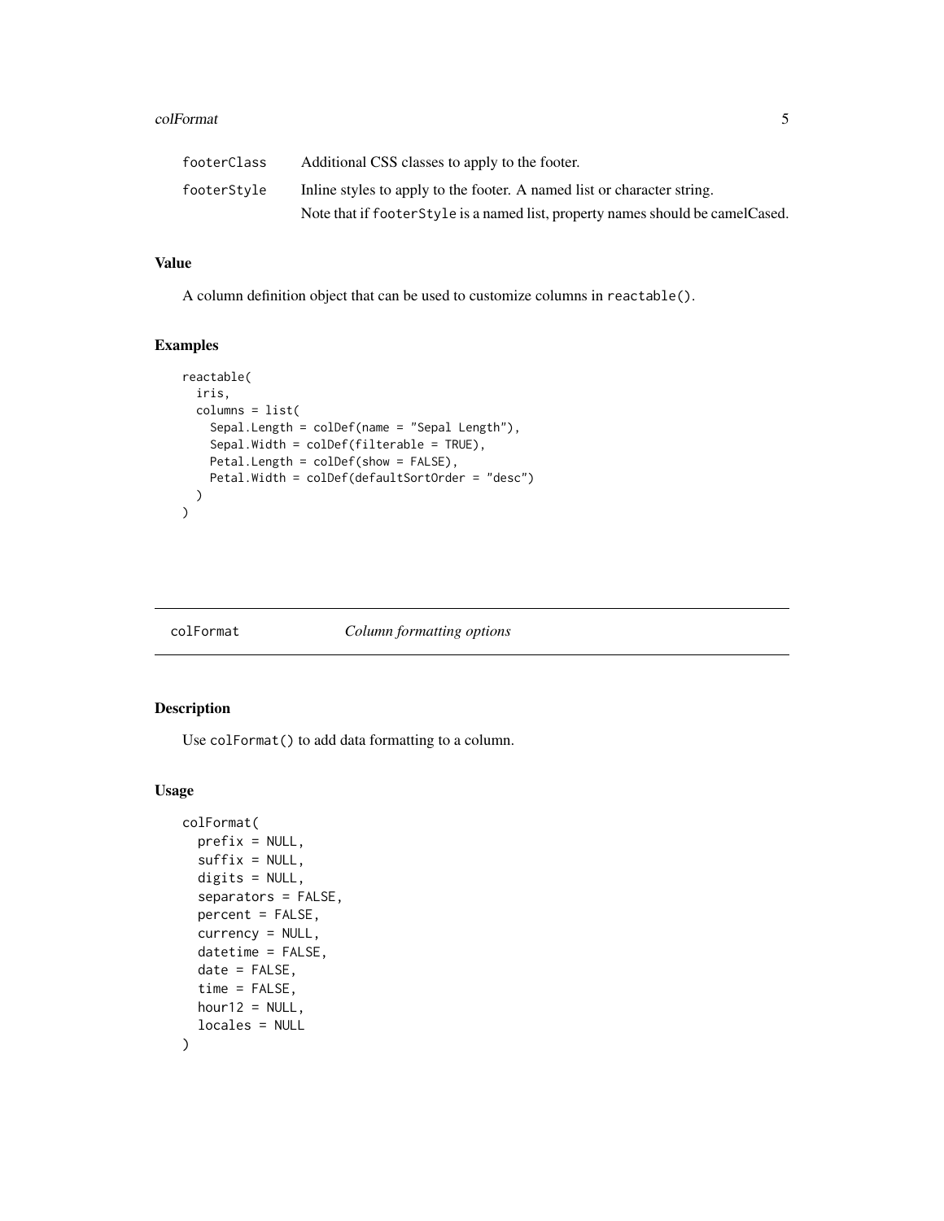| | |
|---|---|
| footerClass | Additional CSS classes to apply to the footer. |
| footerStyle | Inline styles to apply to the footer. A named list or character string. Note that if footerStyle is a named list, property names should be camelCased. |

### Value

A column definition object that can be used to customize columns in reactable().

### Examples

```
reactable(
  iris,
  columns = list(
    Sepal.Length = colDef(name = "Sepal Length"),
    Sepal.Width = colDef(filterable = TRUE),
    Petal.Length = colDef(show = FALSE),
    Petal.Width = colDef(defaultSortOrder = "desc")
  )
)
```

---

## colFormat *Column formatting options*

---

### Description

Use colFormat() to add data formatting to a column.

### Usage

```
colFormat(
  prefix = NULL,
  suffix = NULL,
  digits = NULL,
  separators = FALSE,
  percent = FALSE,
  currency = NULL,
  datetime = FALSE,
  date = FALSE,
  time = FALSE,
  hour12 = NULL,
  locales = NULL
)
```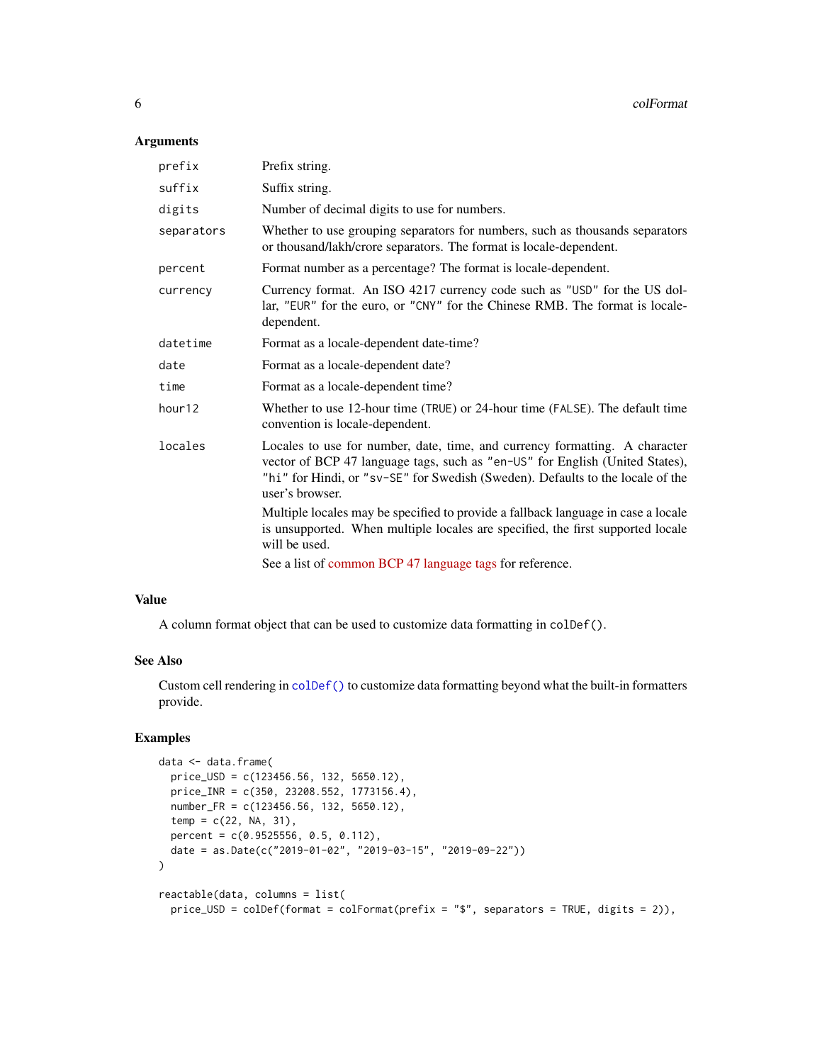## Arguments

| | |
|---|---|
| `prefix` | Prefix string. |
| `suffix` | Suffix string. |
| `digits` | Number of decimal digits to use for numbers. |
| `separators` | Whether to use grouping separators for numbers, such as thousands separators or thousand/lakh/crore separators. The format is locale-dependent. |
| `percent` | Format number as a percentage? The format is locale-dependent. |
| `currency` | Currency format. An ISO 4217 currency code such as `"USD"` for the US dollar, `"EUR"` for the euro, or `"CNY"` for the Chinese RMB. The format is locale-dependent. |
| `datetime` | Format as a locale-dependent date-time? |
| `date` | Format as a locale-dependent date? |
| `time` | Format as a locale-dependent time? |
| `hour12` | Whether to use 12-hour time (`TRUE`) or 24-hour time (`FALSE`). The default time convention is locale-dependent. |
| `locales` | Locales to use for number, date, time, and currency formatting. A character vector of BCP 47 language tags, such as `"en-US"` for English (United States), `"hi"` for Hindi, or `"sv-SE"` for Swedish (Sweden). Defaults to the locale of the user's browser. Multiple locales may be specified to provide a fallback language in case a locale is unsupported. When multiple locales are specified, the first supported locale will be used. See a list of common BCP 47 language tags for reference. |

## Value

A column format object that can be used to customize data formatting in `colDef()`.

## See Also

Custom cell rendering in `colDef()` to customize data formatting beyond what the built-in formatters provide.

## Examples

```
data <- data.frame(
  price_USD = c(123456.56, 132, 5650.12),
  price_INR = c(350, 23208.552, 1773156.4),
  number_FR = c(123456.56, 132, 5650.12),
  temp = c(22, NA, 31),
  percent = c(0.9525556, 0.5, 0.112),
  date = as.Date(c("2019-01-02", "2019-03-15", "2019-09-22"))
)

reactable(data, columns = list(
  price_USD = colDef(format = colFormat(prefix = "$", separators = TRUE, digits = 2)),
```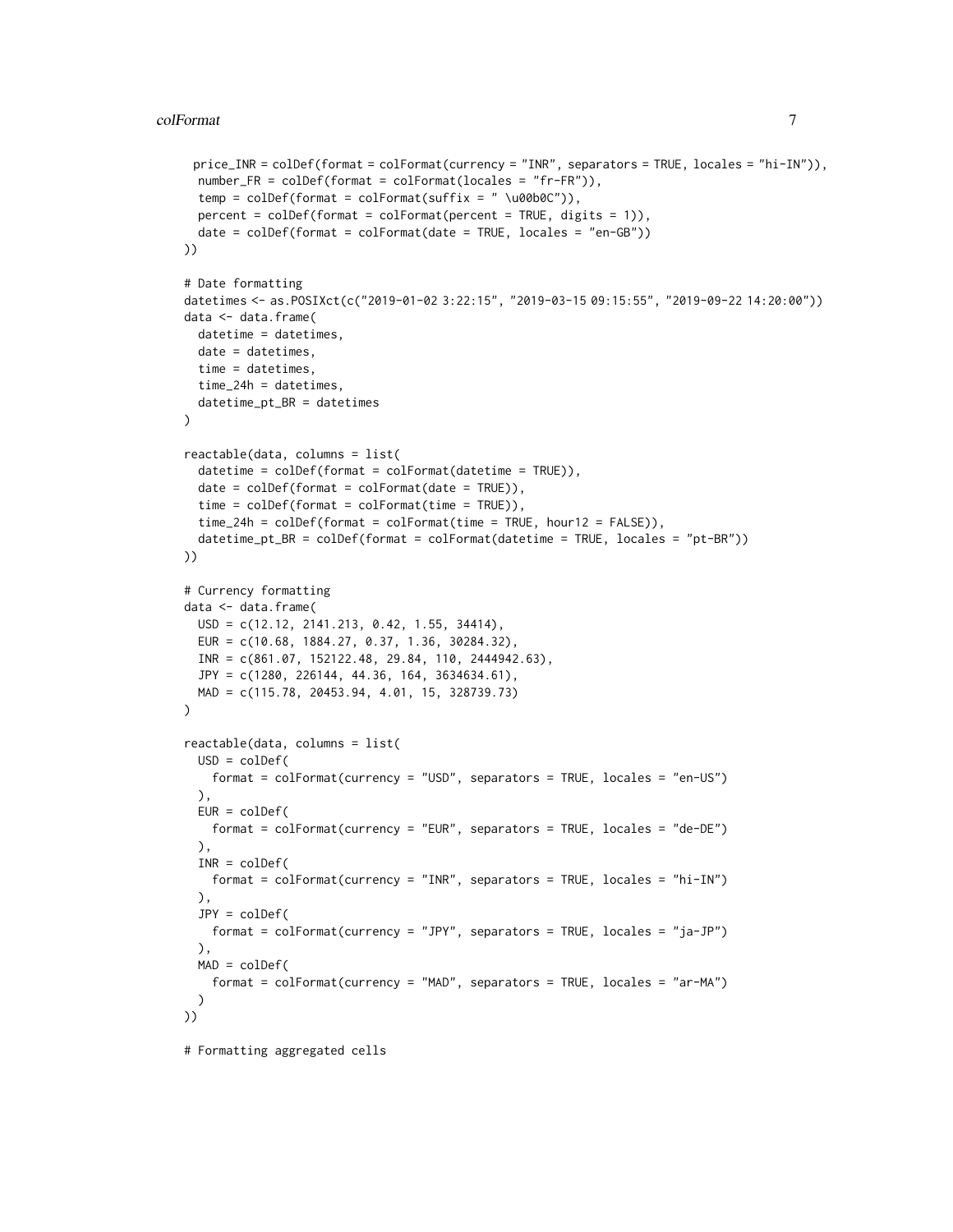```
  price_INR = colDef(format = colFormat(currency = "INR", separators = TRUE, locales = "hi-IN")),
  number_FR = colDef(format = colFormat(locales = "fr-FR")),
  temp = colDef(format = colFormat(suffix = " \u00b0C")),
  percent = colDef(format = colFormat(percent = TRUE, digits = 1)),
  date = colDef(format = colFormat(date = TRUE, locales = "en-GB"))
))

# Date formatting
datetimes <- as.POSIXct(c("2019-01-02 3:22:15", "2019-03-15 09:15:55", "2019-09-22 14:20:00"))
data <- data.frame(
  datetime = datetimes,
  date = datetimes,
  time = datetimes,
  time_24h = datetimes,
  datetime_pt_BR = datetimes
)

reactable(data, columns = list(
  datetime = colDef(format = colFormat(datetime = TRUE)),
  date = colDef(format = colFormat(date = TRUE)),
  time = colDef(format = colFormat(time = TRUE)),
  time_24h = colDef(format = colFormat(time = TRUE, hour12 = FALSE)),
  datetime_pt_BR = colDef(format = colFormat(datetime = TRUE, locales = "pt-BR"))
))

# Currency formatting
data <- data.frame(
  USD = c(12.12, 2141.213, 0.42, 1.55, 34414),
  EUR = c(10.68, 1884.27, 0.37, 1.36, 30284.32),
  INR = c(861.07, 152122.48, 29.84, 110, 2444942.63),
  JPY = c(1280, 226144, 44.36, 164, 3634634.61),
  MAD = c(115.78, 20453.94, 4.01, 15, 328739.73)
)

reactable(data, columns = list(
  USD = colDef(
    format = colFormat(currency = "USD", separators = TRUE, locales = "en-US")
  ),
  EUR = colDef(
    format = colFormat(currency = "EUR", separators = TRUE, locales = "de-DE")
  ),
  INR = colDef(
    format = colFormat(currency = "INR", separators = TRUE, locales = "hi-IN")
  ),
  JPY = colDef(
    format = colFormat(currency = "JPY", separators = TRUE, locales = "ja-JP")
  ),
  MAD = colDef(
    format = colFormat(currency = "MAD", separators = TRUE, locales = "ar-MA")
  )
))

# Formatting aggregated cells
```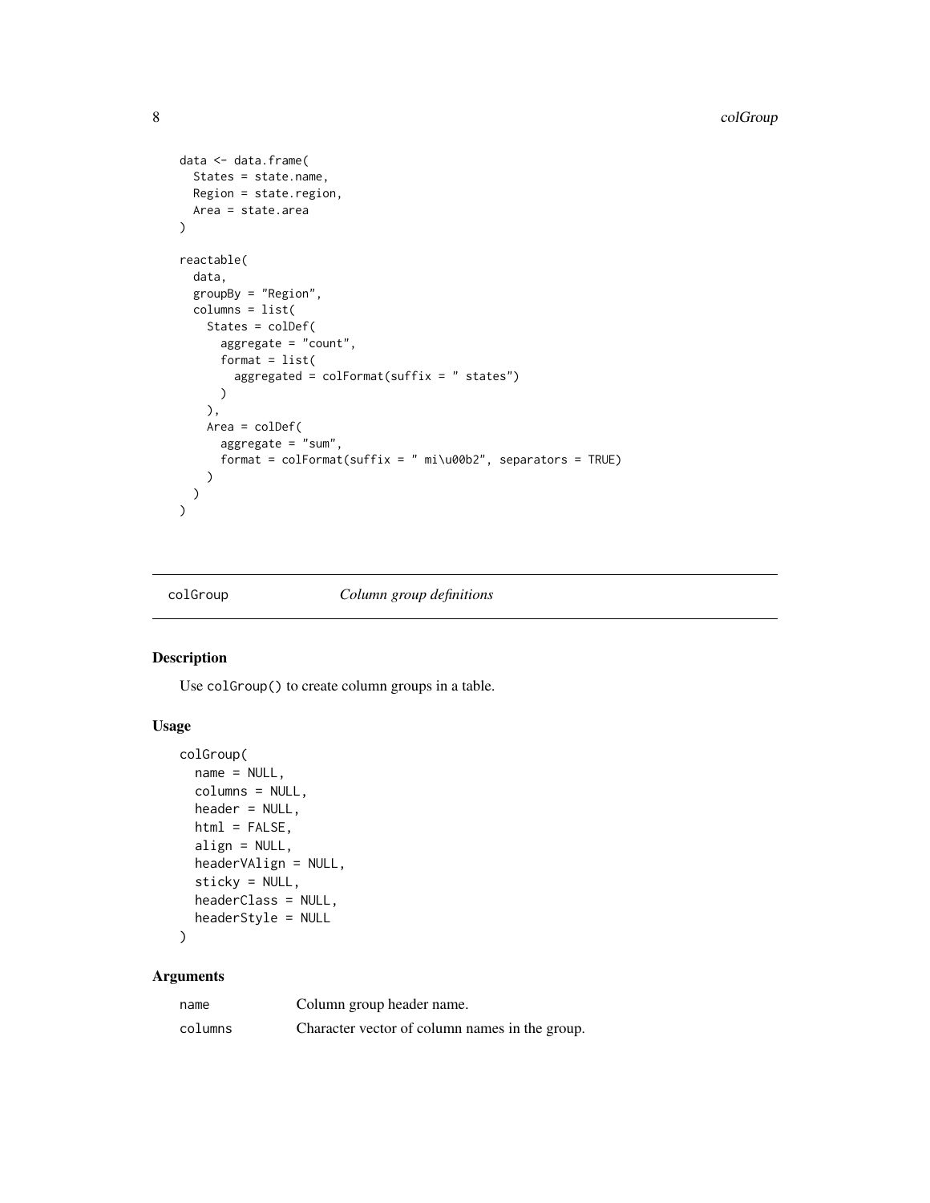```
data <- data.frame(
  States = state.name,
  Region = state.region,
  Area = state.area
)

reactable(
  data,
  groupBy = "Region",
  columns = list(
    States = colDef(
      aggregate = "count",
      format = list(
        aggregated = colFormat(suffix = " states")
      )
    ),
    Area = colDef(
      aggregate = "sum",
      format = colFormat(suffix = " mi\u00b2", separators = TRUE)
    )
  )
)
```

---

## colGroup — *Column group definitions*

---

### Description

Use `colGroup()` to create column groups in a table.

### Usage

```
colGroup(
  name = NULL,
  columns = NULL,
  header = NULL,
  html = FALSE,
  align = NULL,
  headerVAlign = NULL,
  sticky = NULL,
  headerClass = NULL,
  headerStyle = NULL
)
```

### Arguments

| | |
|---|---|
| `name` | Column group header name. |
| `columns` | Character vector of column names in the group. |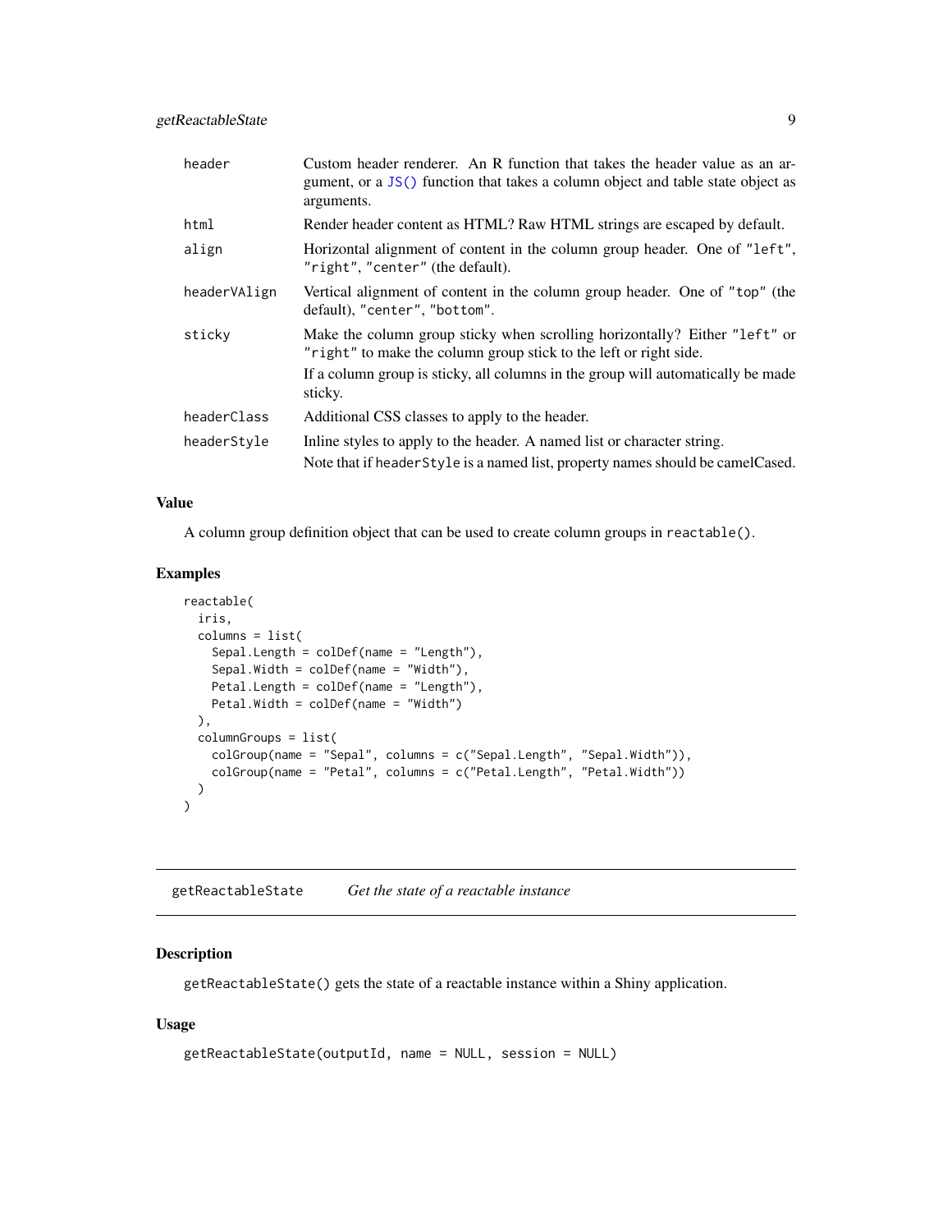| | |
|---|---|
| `header` | Custom header renderer. An R function that takes the header value as an argument, or a `JS()` function that takes a column object and table state object as arguments. |
| `html` | Render header content as HTML? Raw HTML strings are escaped by default. |
| `align` | Horizontal alignment of content in the column group header. One of `"left"`, `"right"`, `"center"` (the default). |
| `headerVAlign` | Vertical alignment of content in the column group header. One of `"top"` (the default), `"center"`, `"bottom"`. |
| `sticky` | Make the column group sticky when scrolling horizontally? Either `"left"` or `"right"` to make the column group stick to the left or right side. If a column group is sticky, all columns in the group will automatically be made sticky. |
| `headerClass` | Additional CSS classes to apply to the header. |
| `headerStyle` | Inline styles to apply to the header. A named list or character string. Note that if `headerStyle` is a named list, property names should be camelCased. |

### Value

A column group definition object that can be used to create column groups in `reactable()`.

### Examples

```
reactable(
  iris,
  columns = list(
    Sepal.Length = colDef(name = "Length"),
    Sepal.Width = colDef(name = "Width"),
    Petal.Length = colDef(name = "Length"),
    Petal.Width = colDef(name = "Width")
  ),
  columnGroups = list(
    colGroup(name = "Sepal", columns = c("Sepal.Length", "Sepal.Width")),
    colGroup(name = "Petal", columns = c("Petal.Length", "Petal.Width"))
  )
)
```

---

## `getReactableState` *Get the state of a reactable instance*

---

### Description

`getReactableState()` gets the state of a reactable instance within a Shiny application.

### Usage

```
getReactableState(outputId, name = NULL, session = NULL)
```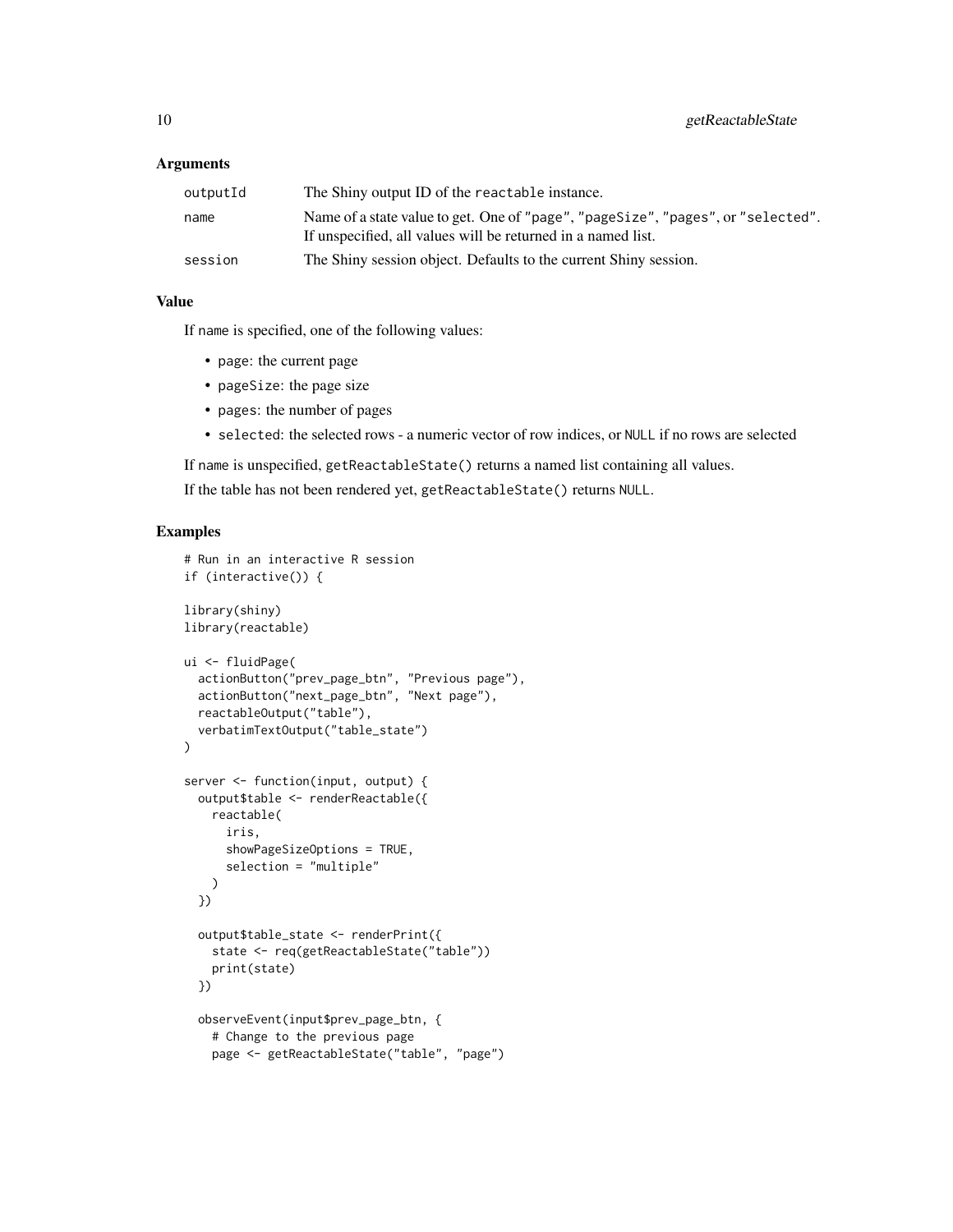### Arguments

| | |
|---|---|
| `outputId` | The Shiny output ID of the `reactable` instance. |
| `name` | Name of a state value to get. One of `"page"`, `"pageSize"`, `"pages"`, or `"selected"`. If unspecified, all values will be returned in a named list. |
| `session` | The Shiny session object. Defaults to the current Shiny session. |

### Value

If `name` is specified, one of the following values:

- `page`: the current page
- `pageSize`: the page size
- `pages`: the number of pages
- `selected`: the selected rows - a numeric vector of row indices, or `NULL` if no rows are selected

If `name` is unspecified, `getReactableState()` returns a named list containing all values.

If the table has not been rendered yet, `getReactableState()` returns `NULL`.

### Examples

```
# Run in an interactive R session
if (interactive()) {

library(shiny)
library(reactable)

ui <- fluidPage(
  actionButton("prev_page_btn", "Previous page"),
  actionButton("next_page_btn", "Next page"),
  reactableOutput("table"),
  verbatimTextOutput("table_state")
)

server <- function(input, output) {
  output$table <- renderReactable({
    reactable(
      iris,
      showPageSizeOptions = TRUE,
      selection = "multiple"
    )
  })

  output$table_state <- renderPrint({
    state <- req(getReactableState("table"))
    print(state)
  })

  observeEvent(input$prev_page_btn, {
    # Change to the previous page
    page <- getReactableState("table", "page")
```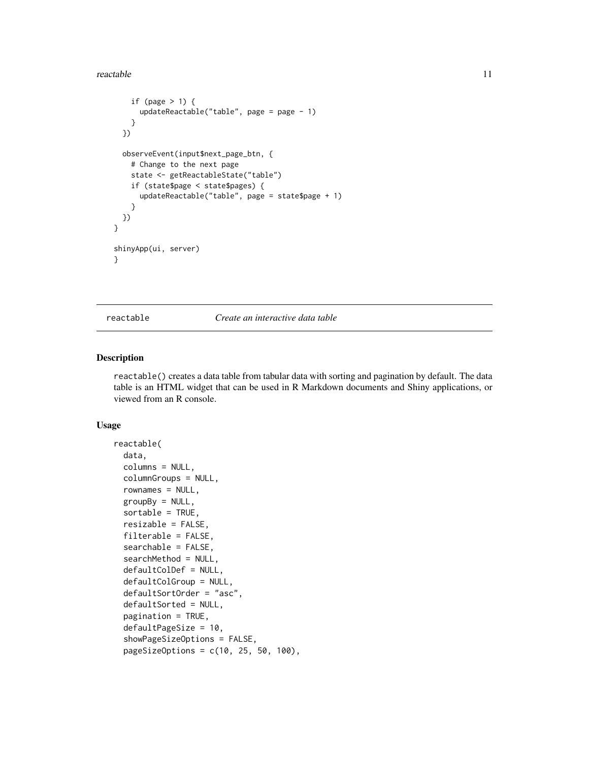```
    if (page > 1) {
      updateReactable("table", page = page - 1)
    }
  })

  observeEvent(input$next_page_btn, {
    # Change to the next page
    state <- getReactableState("table")
    if (state$page < state$pages) {
      updateReactable("table", page = state$page + 1)
    }
  })
}

shinyApp(ui, server)
}
```

## reactable *Create an interactive data table*

### Description

reactable() creates a data table from tabular data with sorting and pagination by default. The data table is an HTML widget that can be used in R Markdown documents and Shiny applications, or viewed from an R console.

### Usage

```
reactable(
  data,
  columns = NULL,
  columnGroups = NULL,
  rownames = NULL,
  groupBy = NULL,
  sortable = TRUE,
  resizable = FALSE,
  filterable = FALSE,
  searchable = FALSE,
  searchMethod = NULL,
  defaultColDef = NULL,
  defaultColGroup = NULL,
  defaultSortOrder = "asc",
  defaultSorted = NULL,
  pagination = TRUE,
  defaultPageSize = 10,
  showPageSizeOptions = FALSE,
  pageSizeOptions = c(10, 25, 50, 100),
```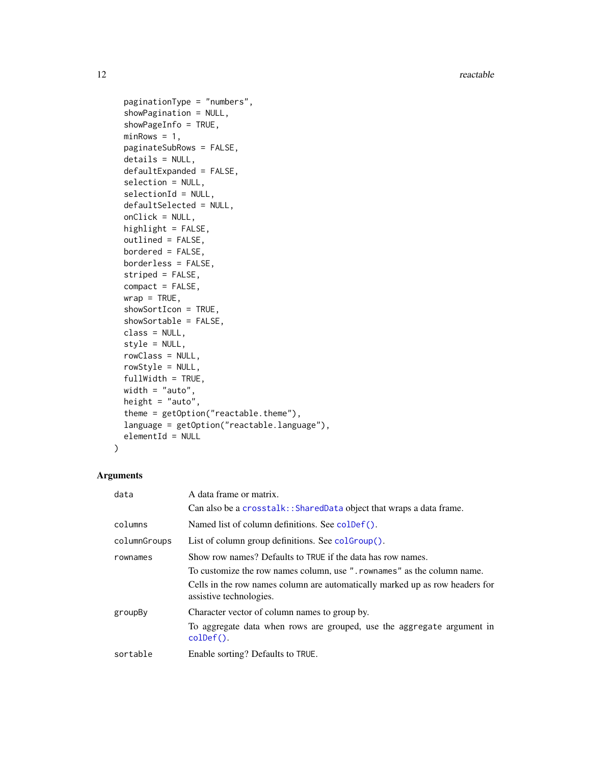```
  paginationType = "numbers",
  showPagination = NULL,
  showPageInfo = TRUE,
  minRows = 1,
  paginateSubRows = FALSE,
  details = NULL,
  defaultExpanded = FALSE,
  selection = NULL,
  selectionId = NULL,
  defaultSelected = NULL,
  onClick = NULL,
  highlight = FALSE,
  outlined = FALSE,
  bordered = FALSE,
  borderless = FALSE,
  striped = FALSE,
  compact = FALSE,
  wrap = TRUE,
  showSortIcon = TRUE,
  showSortable = FALSE,
  class = NULL,
  style = NULL,
  rowClass = NULL,
  rowStyle = NULL,
  fullWidth = TRUE,
  width = "auto",
  height = "auto",
  theme = getOption("reactable.theme"),
  language = getOption("reactable.language"),
  elementId = NULL
)
```

## Arguments

| | |
|---|---|
| `data` | A data frame or matrix.<br>Can also be a `crosstalk::SharedData` object that wraps a data frame. |
| `columns` | Named list of column definitions. See `colDef()`. |
| `columnGroups` | List of column group definitions. See `colGroup()`. |
| `rownames` | Show row names? Defaults to `TRUE` if the data has row names.<br>To customize the row names column, use `".rownames"` as the column name.<br>Cells in the row names column are automatically marked up as row headers for assistive technologies. |
| `groupBy` | Character vector of column names to group by.<br>To aggregate data when rows are grouped, use the `aggregate` argument in `colDef()`. |
| `sortable` | Enable sorting? Defaults to `TRUE`. |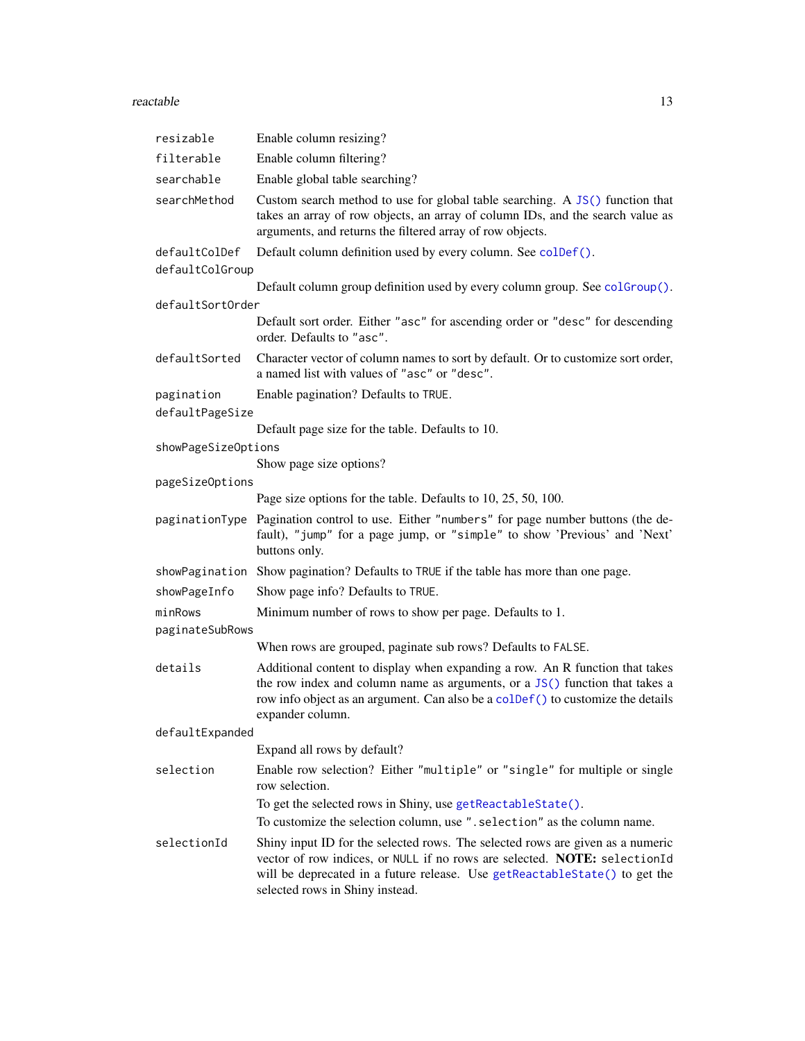| Argument | Description |
|---|---|
| `resizable` | Enable column resizing? |
| `filterable` | Enable column filtering? |
| `searchable` | Enable global table searching? |
| `searchMethod` | Custom search method to use for global table searching. A `JS()` function that takes an array of row objects, an array of column IDs, and the search value as arguments, and returns the filtered array of row objects. |
| `defaultColDef` | Default column definition used by every column. See `colDef()`. |
| `defaultColGroup` | Default column group definition used by every column group. See `colGroup()`. |
| `defaultSortOrder` | Default sort order. Either `"asc"` for ascending order or `"desc"` for descending order. Defaults to `"asc"`. |
| `defaultSorted` | Character vector of column names to sort by default. Or to customize sort order, a named list with values of `"asc"` or `"desc"`. |
| `pagination` | Enable pagination? Defaults to `TRUE`. |
| `defaultPageSize` | Default page size for the table. Defaults to 10. |
| `showPageSizeOptions` | Show page size options? |
| `pageSizeOptions` | Page size options for the table. Defaults to 10, 25, 50, 100. |
| `paginationType` | Pagination control to use. Either `"numbers"` for page number buttons (the default), `"jump"` for a page jump, or `"simple"` to show 'Previous' and 'Next' buttons only. |
| `showPagination` | Show pagination? Defaults to `TRUE` if the table has more than one page. |
| `showPageInfo` | Show page info? Defaults to `TRUE`. |
| `minRows` | Minimum number of rows to show per page. Defaults to 1. |
| `paginateSubRows` | When rows are grouped, paginate sub rows? Defaults to `FALSE`. |
| `details` | Additional content to display when expanding a row. An R function that takes the row index and column name as arguments, or a `JS()` function that takes a row info object as an argument. Can also be a `colDef()` to customize the details expander column. |
| `defaultExpanded` | Expand all rows by default? |
| `selection` | Enable row selection? Either `"multiple"` or `"single"` for multiple or single row selection.<br>To get the selected rows in Shiny, use `getReactableState()`.<br>To customize the selection column, use `".selection"` as the column name. |
| `selectionId` | Shiny input ID for the selected rows. The selected rows are given as a numeric vector of row indices, or `NULL` if no rows are selected. **NOTE:** `selectionId` will be deprecated in a future release. Use `getReactableState()` to get the selected rows in Shiny instead. |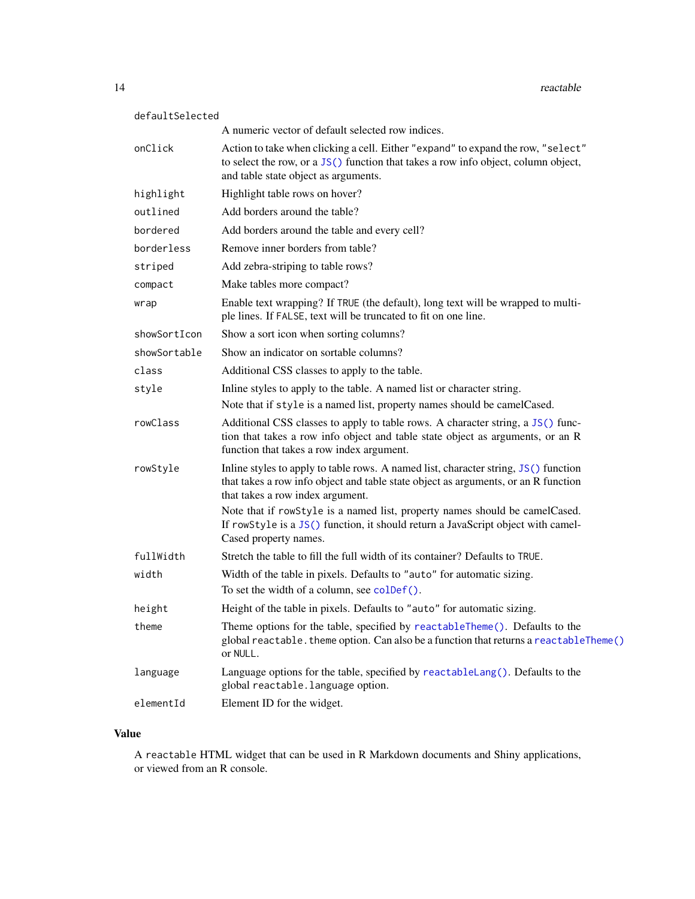`defaultSelected`
: A numeric vector of default selected row indices.

`onClick`
: Action to take when clicking a cell. Either `"expand"` to expand the row, `"select"` to select the row, or a `JS()` function that takes a row info object, column object, and table state object as arguments.

`highlight`
: Highlight table rows on hover?

`outlined`
: Add borders around the table?

`bordered`
: Add borders around the table and every cell?

`borderless`
: Remove inner borders from table?

`striped`
: Add zebra-striping to table rows?

`compact`
: Make tables more compact?

`wrap`
: Enable text wrapping? If `TRUE` (the default), long text will be wrapped to multiple lines. If `FALSE`, text will be truncated to fit on one line.

`showSortIcon`
: Show a sort icon when sorting columns?

`showSortable`
: Show an indicator on sortable columns?

`class`
: Additional CSS classes to apply to the table.

`style`
: Inline styles to apply to the table. A named list or character string.

  Note that if `style` is a named list, property names should be camelCased.

`rowClass`
: Additional CSS classes to apply to table rows. A character string, a `JS()` function that takes a row info object and table state object as arguments, or an R function that takes a row index argument.

`rowStyle`
: Inline styles to apply to table rows. A named list, character string, `JS()` function that takes a row info object and table state object as arguments, or an R function that takes a row index argument.

  Note that if `rowStyle` is a named list, property names should be camelCased. If `rowStyle` is a `JS()` function, it should return a JavaScript object with camelCased property names.

`fullWidth`
: Stretch the table to fill the full width of its container? Defaults to `TRUE`.

`width`
: Width of the table in pixels. Defaults to `"auto"` for automatic sizing.

  To set the width of a column, see `colDef()`.

`height`
: Height of the table in pixels. Defaults to `"auto"` for automatic sizing.

`theme`
: Theme options for the table, specified by `reactableTheme()`. Defaults to the global `reactable.theme` option. Can also be a function that returns a `reactableTheme()` or `NULL`.

`language`
: Language options for the table, specified by `reactableLang()`. Defaults to the global `reactable.language` option.

`elementId`
: Element ID for the widget.

## Value

A `reactable` HTML widget that can be used in R Markdown documents and Shiny applications, or viewed from an R console.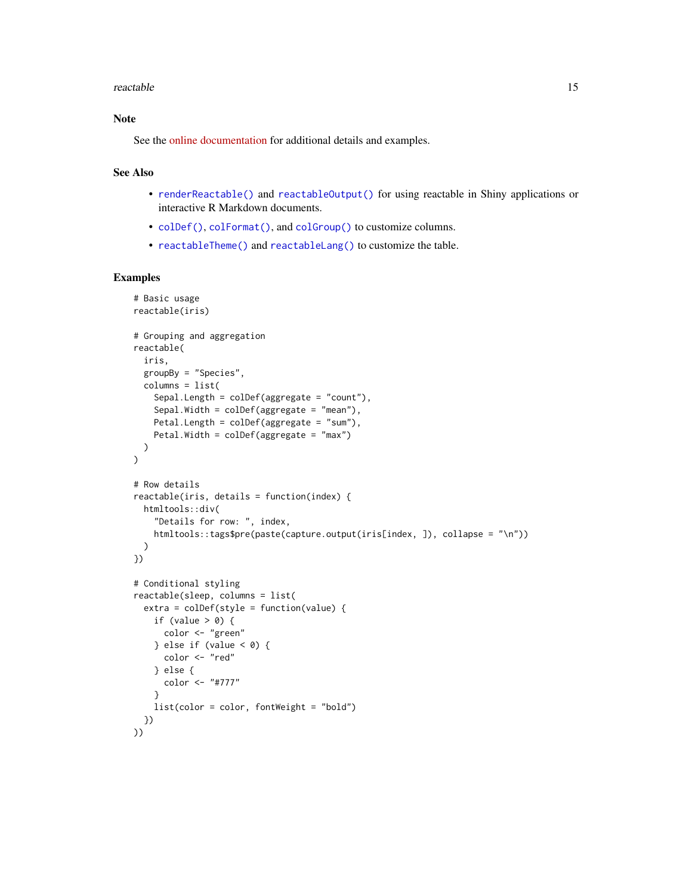## Note

See the online documentation for additional details and examples.

## See Also

- `renderReactable()` and `reactableOutput()` for using reactable in Shiny applications or interactive R Markdown documents.
- `colDef()`, `colFormat()`, and `colGroup()` to customize columns.
- `reactableTheme()` and `reactableLang()` to customize the table.

## Examples

```
# Basic usage
reactable(iris)

# Grouping and aggregation
reactable(
  iris,
  groupBy = "Species",
  columns = list(
    Sepal.Length = colDef(aggregate = "count"),
    Sepal.Width = colDef(aggregate = "mean"),
    Petal.Length = colDef(aggregate = "sum"),
    Petal.Width = colDef(aggregate = "max")
  )
)

# Row details
reactable(iris, details = function(index) {
  htmltools::div(
    "Details for row: ", index,
    htmltools::tags$pre(paste(capture.output(iris[index, ]), collapse = "\n"))
  )
})

# Conditional styling
reactable(sleep, columns = list(
  extra = colDef(style = function(value) {
    if (value > 0) {
      color <- "green"
    } else if (value < 0) {
      color <- "red"
    } else {
      color <- "#777"
    }
    list(color = color, fontWeight = "bold")
  })
))
```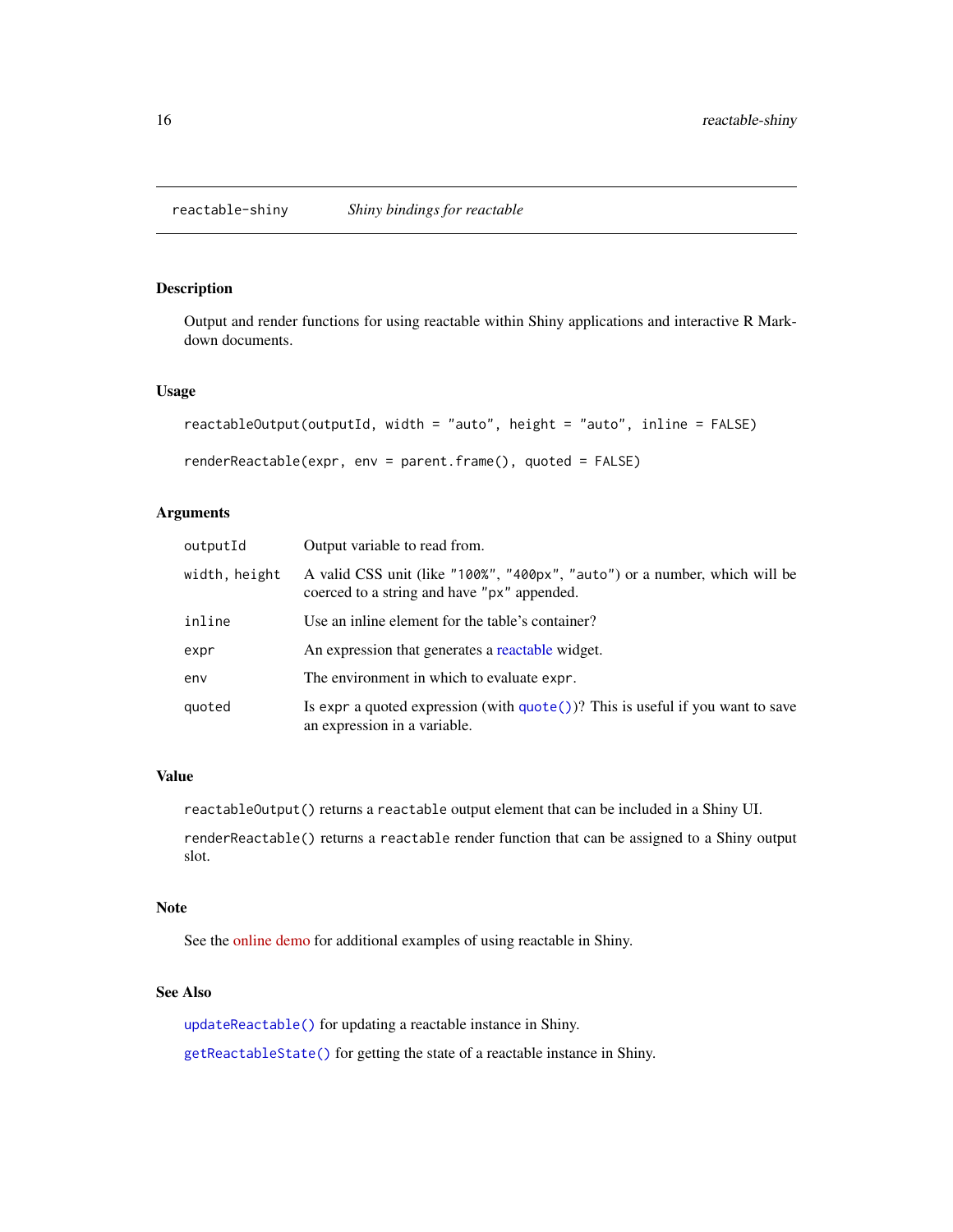## reactable-shiny — *Shiny bindings for reactable*

### Description

Output and render functions for using reactable within Shiny applications and interactive R Markdown documents.

### Usage

```
reactableOutput(outputId, width = "auto", height = "auto", inline = FALSE)

renderReactable(expr, env = parent.frame(), quoted = FALSE)
```

### Arguments

| Argument | Description |
|---|---|
| `outputId` | Output variable to read from. |
| `width, height` | A valid CSS unit (like `"100%"`, `"400px"`, `"auto"`) or a number, which will be coerced to a string and have `"px"` appended. |
| `inline` | Use an inline element for the table's container? |
| `expr` | An expression that generates a reactable widget. |
| `env` | The environment in which to evaluate `expr`. |
| `quoted` | Is `expr` a quoted expression (with `quote()`)? This is useful if you want to save an expression in a variable. |

### Value

`reactableOutput()` returns a `reactable` output element that can be included in a Shiny UI.

`renderReactable()` returns a `reactable` render function that can be assigned to a Shiny output slot.

### Note

See the online demo for additional examples of using reactable in Shiny.

### See Also

`updateReactable()` for updating a reactable instance in Shiny.

`getReactableState()` for getting the state of a reactable instance in Shiny.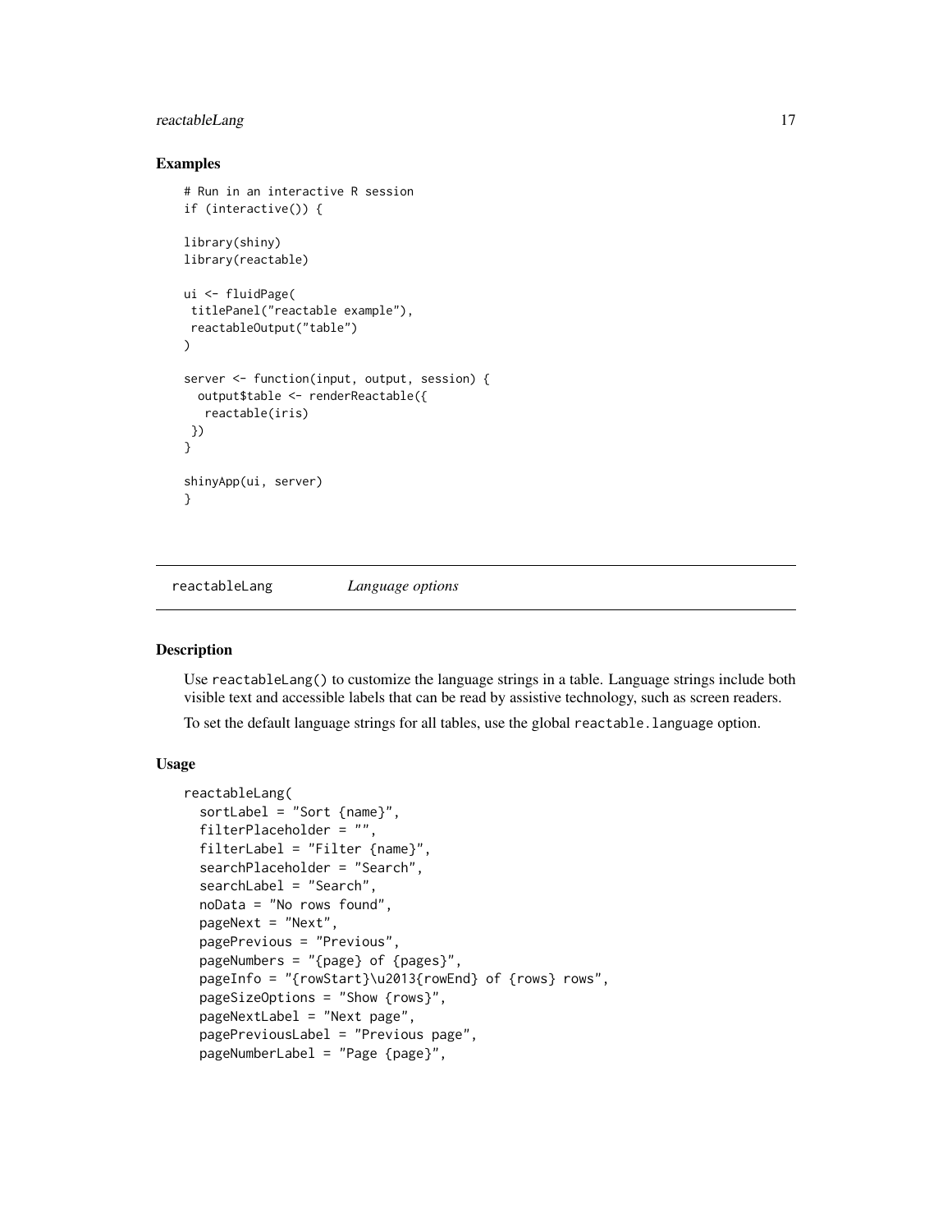## Examples

```
# Run in an interactive R session
if (interactive()) {

library(shiny)
library(reactable)

ui <- fluidPage(
 titlePanel("reactable example"),
 reactableOutput("table")
)

server <- function(input, output, session) {
  output$table <- renderReactable({
    reactable(iris)
 })
}

shinyApp(ui, server)
}
```

---

# reactableLang *Language options*

## Description

Use `reactableLang()` to customize the language strings in a table. Language strings include both visible text and accessible labels that can be read by assistive technology, such as screen readers.

To set the default language strings for all tables, use the global `reactable.language` option.

## Usage

```
reactableLang(
  sortLabel = "Sort {name}",
  filterPlaceholder = "",
  filterLabel = "Filter {name}",
  searchPlaceholder = "Search",
  searchLabel = "Search",
  noData = "No rows found",
  pageNext = "Next",
  pagePrevious = "Previous",
  pageNumbers = "{page} of {pages}",
  pageInfo = "{rowStart}\u2013{rowEnd} of {rows} rows",
  pageSizeOptions = "Show {rows}",
  pageNextLabel = "Next page",
  pagePreviousLabel = "Previous page",
  pageNumberLabel = "Page {page}",
```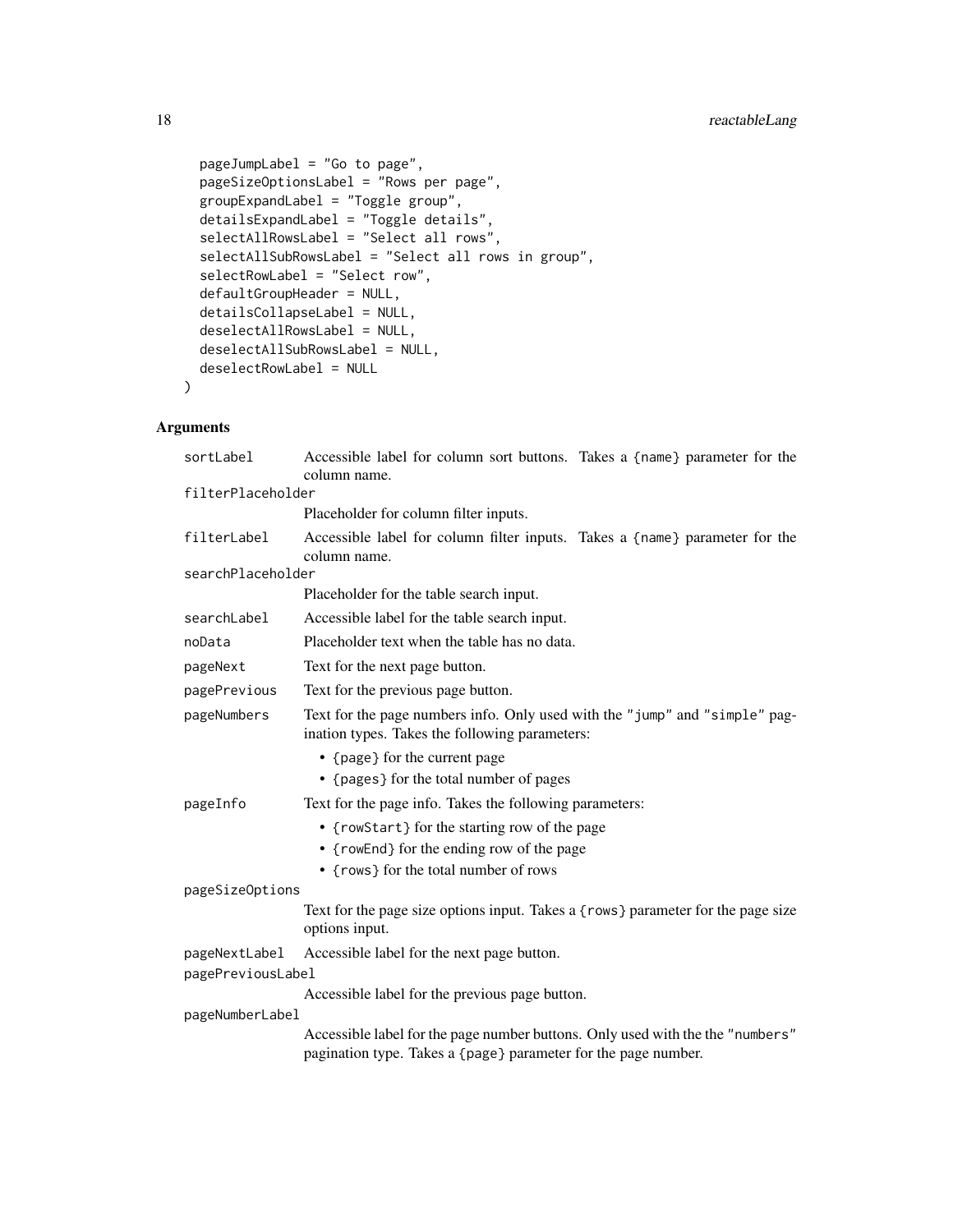```
  pageJumpLabel = "Go to page",
  pageSizeOptionsLabel = "Rows per page",
  groupExpandLabel = "Toggle group",
  detailsExpandLabel = "Toggle details",
  selectAllRowsLabel = "Select all rows",
  selectAllSubRowsLabel = "Select all rows in group",
  selectRowLabel = "Select row",
  defaultGroupHeader = NULL,
  detailsCollapseLabel = NULL,
  deselectAllRowsLabel = NULL,
  deselectAllSubRowsLabel = NULL,
  deselectRowLabel = NULL
)
```

### Arguments

`sortLabel` Accessible label for column sort buttons. Takes a `{name}` parameter for the column name.

`filterPlaceholder` Placeholder for column filter inputs.

`filterLabel` Accessible label for column filter inputs. Takes a `{name}` parameter for the column name.

`searchPlaceholder` Placeholder for the table search input.

`searchLabel` Accessible label for the table search input.

`noData` Placeholder text when the table has no data.

`pageNext` Text for the next page button.

`pagePrevious` Text for the previous page button.

`pageNumbers` Text for the page numbers info. Only used with the `"jump"` and `"simple"` pagination types. Takes the following parameters:

- `{page}` for the current page
- `{pages}` for the total number of pages

`pageInfo` Text for the page info. Takes the following parameters:

- `{rowStart}` for the starting row of the page
- `{rowEnd}` for the ending row of the page
- `{rows}` for the total number of rows

`pageSizeOptions` Text for the page size options input. Takes a `{rows}` parameter for the page size options input.

`pageNextLabel` Accessible label for the next page button.

`pagePreviousLabel` Accessible label for the previous page button.

`pageNumberLabel` Accessible label for the page number buttons. Only used with the the `"numbers"` pagination type. Takes a `{page}` parameter for the page number.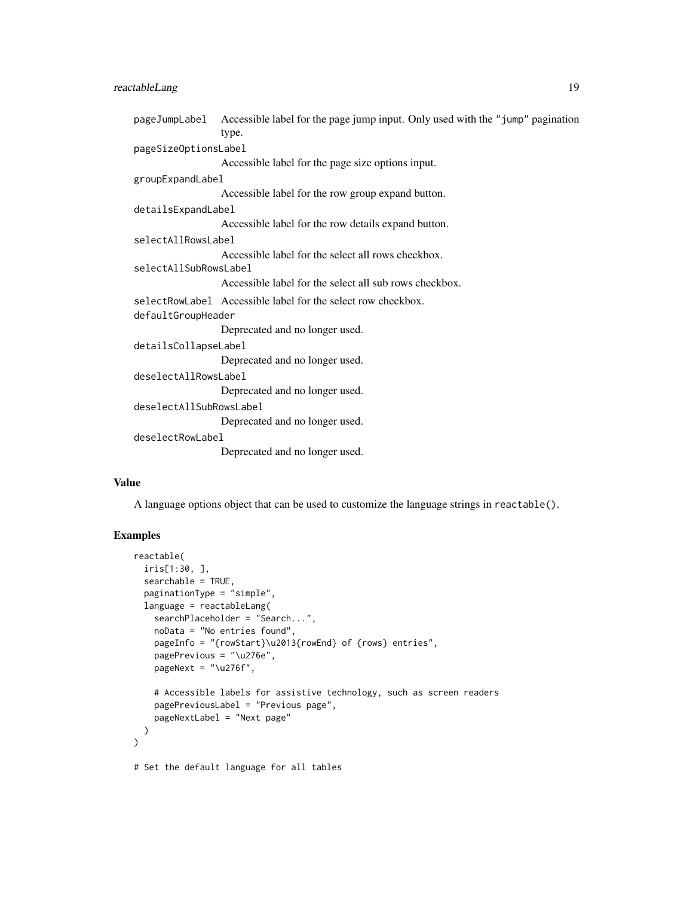`pageJumpLabel` Accessible label for the page jump input. Only used with the `"jump"` pagination type.

`pageSizeOptionsLabel`
Accessible label for the page size options input.

`groupExpandLabel`
Accessible label for the row group expand button.

`detailsExpandLabel`
Accessible label for the row details expand button.

`selectAllRowsLabel`
Accessible label for the select all rows checkbox.

`selectAllSubRowsLabel`
Accessible label for the select all sub rows checkbox.

`selectRowLabel` Accessible label for the select row checkbox.

`defaultGroupHeader`
Deprecated and no longer used.

`detailsCollapseLabel`
Deprecated and no longer used.

`deselectAllRowsLabel`
Deprecated and no longer used.

`deselectAllSubRowsLabel`
Deprecated and no longer used.

`deselectRowLabel`
Deprecated and no longer used.

## Value

A language options object that can be used to customize the language strings in `reactable()`.

## Examples

```
reactable(
  iris[1:30, ],
  searchable = TRUE,
  paginationType = "simple",
  language = reactableLang(
    searchPlaceholder = "Search...",
    noData = "No entries found",
    pageInfo = "{rowStart}\u2013{rowEnd} of {rows} entries",
    pagePrevious = "\u276e",
    pageNext = "\u276f",

    # Accessible labels for assistive technology, such as screen readers
    pagePreviousLabel = "Previous page",
    pageNextLabel = "Next page"
  )
)

# Set the default language for all tables
```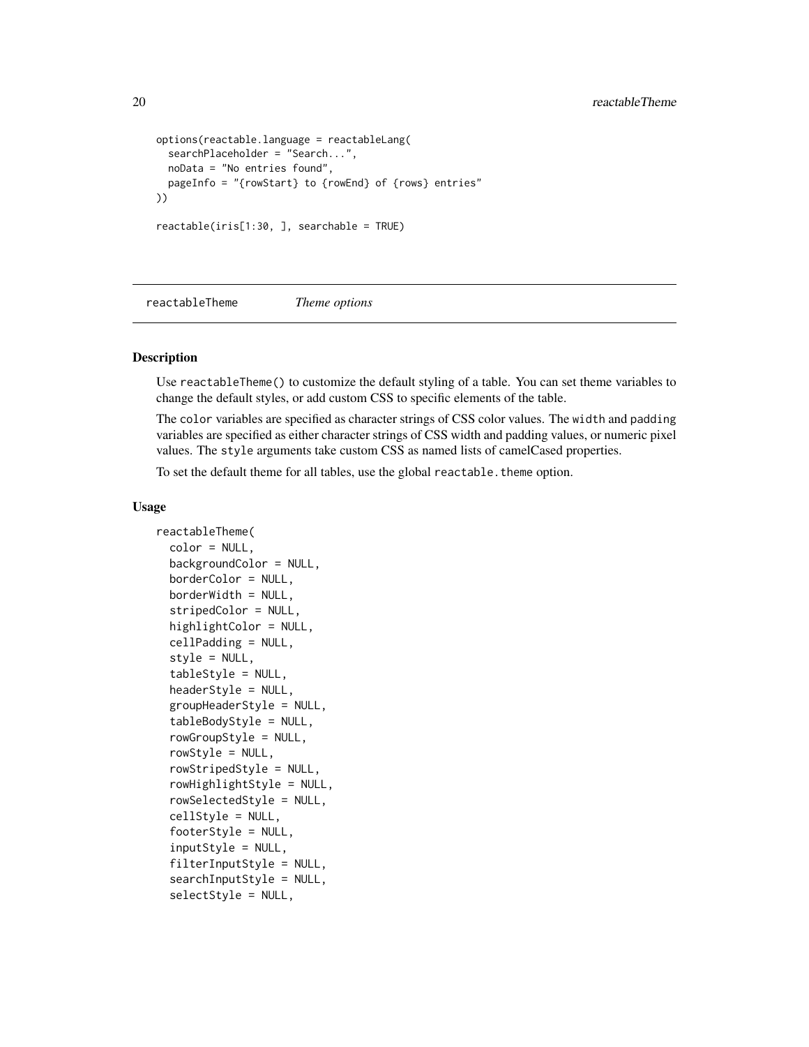```
options(reactable.language = reactableLang(
  searchPlaceholder = "Search...",
  noData = "No entries found",
  pageInfo = "{rowStart} to {rowEnd} of {rows} entries"
))

reactable(iris[1:30, ], searchable = TRUE)
```

## reactableTheme — *Theme options*

### Description

Use `reactableTheme()` to customize the default styling of a table. You can set theme variables to change the default styles, or add custom CSS to specific elements of the table.

The `color` variables are specified as character strings of CSS color values. The `width` and `padding` variables are specified as either character strings of CSS width and padding values, or numeric pixel values. The `style` arguments take custom CSS as named lists of camelCased properties.

To set the default theme for all tables, use the global `reactable.theme` option.

### Usage

```
reactableTheme(
  color = NULL,
  backgroundColor = NULL,
  borderColor = NULL,
  borderWidth = NULL,
  stripedColor = NULL,
  highlightColor = NULL,
  cellPadding = NULL,
  style = NULL,
  tableStyle = NULL,
  headerStyle = NULL,
  groupHeaderStyle = NULL,
  tableBodyStyle = NULL,
  rowGroupStyle = NULL,
  rowStyle = NULL,
  rowStripedStyle = NULL,
  rowHighlightStyle = NULL,
  rowSelectedStyle = NULL,
  cellStyle = NULL,
  footerStyle = NULL,
  inputStyle = NULL,
  filterInputStyle = NULL,
  searchInputStyle = NULL,
  selectStyle = NULL,
```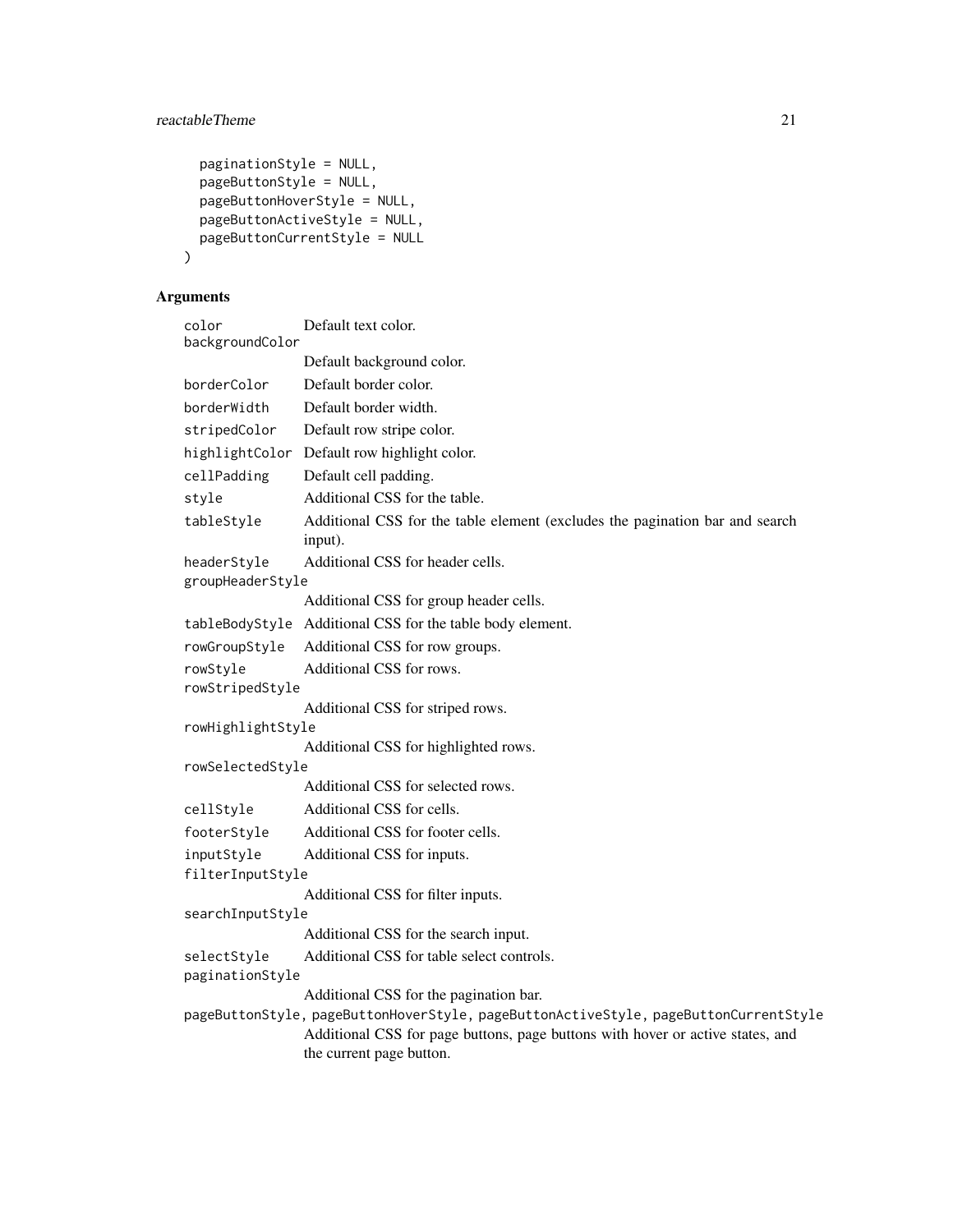```
  paginationStyle = NULL,
  pageButtonStyle = NULL,
  pageButtonHoverStyle = NULL,
  pageButtonActiveStyle = NULL,
  pageButtonCurrentStyle = NULL
)
```

## Arguments

| | |
|---|---|
| `color` | Default text color. |
| `backgroundColor` | Default background color. |
| `borderColor` | Default border color. |
| `borderWidth` | Default border width. |
| `stripedColor` | Default row stripe color. |
| `highlightColor` | Default row highlight color. |
| `cellPadding` | Default cell padding. |
| `style` | Additional CSS for the table. |
| `tableStyle` | Additional CSS for the table element (excludes the pagination bar and search input). |
| `headerStyle` | Additional CSS for header cells. |
| `groupHeaderStyle` | Additional CSS for group header cells. |
| `tableBodyStyle` | Additional CSS for the table body element. |
| `rowGroupStyle` | Additional CSS for row groups. |
| `rowStyle` | Additional CSS for rows. |
| `rowStripedStyle` | Additional CSS for striped rows. |
| `rowHighlightStyle` | Additional CSS for highlighted rows. |
| `rowSelectedStyle` | Additional CSS for selected rows. |
| `cellStyle` | Additional CSS for cells. |
| `footerStyle` | Additional CSS for footer cells. |
| `inputStyle` | Additional CSS for inputs. |
| `filterInputStyle` | Additional CSS for filter inputs. |
| `searchInputStyle` | Additional CSS for the search input. |
| `selectStyle` | Additional CSS for table select controls. |
| `paginationStyle` | Additional CSS for the pagination bar. |
| `pageButtonStyle, pageButtonHoverStyle, pageButtonActiveStyle, pageButtonCurrentStyle` | Additional CSS for page buttons, page buttons with hover or active states, and the current page button. |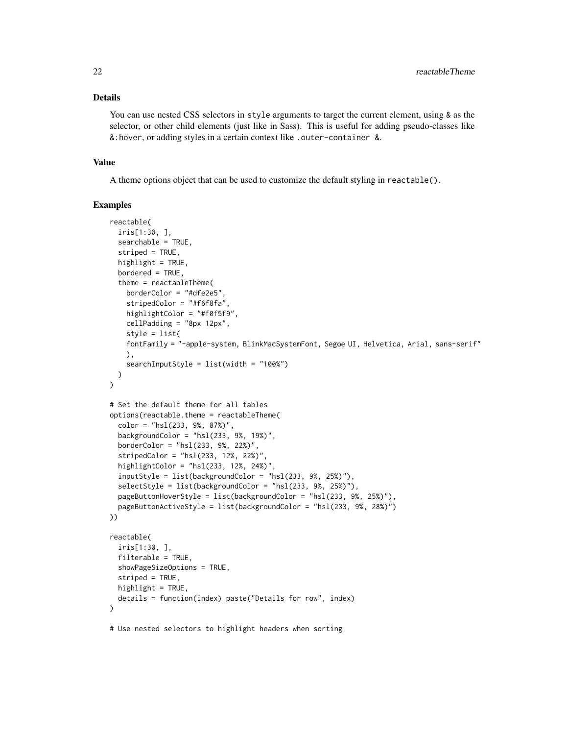### Details

You can use nested CSS selectors in `style` arguments to target the current element, using `&` as the selector, or other child elements (just like in Sass). This is useful for adding pseudo-classes like `&:hover`, or adding styles in a certain context like `.outer-container &`.

### Value

A theme options object that can be used to customize the default styling in `reactable()`.

### Examples

```
reactable(
  iris[1:30, ],
  searchable = TRUE,
  striped = TRUE,
  highlight = TRUE,
  bordered = TRUE,
  theme = reactableTheme(
    borderColor = "#dfe2e5",
    stripedColor = "#f6f8fa",
    highlightColor = "#f0f5f9",
    cellPadding = "8px 12px",
    style = list(
    fontFamily = "-apple-system, BlinkMacSystemFont, Segoe UI, Helvetica, Arial, sans-serif"
    ),
    searchInputStyle = list(width = "100%")
  )
)

# Set the default theme for all tables
options(reactable.theme = reactableTheme(
  color = "hsl(233, 9%, 87%)",
  backgroundColor = "hsl(233, 9%, 19%)",
  borderColor = "hsl(233, 9%, 22%)",
  stripedColor = "hsl(233, 12%, 22%)",
  highlightColor = "hsl(233, 12%, 24%)",
  inputStyle = list(backgroundColor = "hsl(233, 9%, 25%)"),
  selectStyle = list(backgroundColor = "hsl(233, 9%, 25%)"),
  pageButtonHoverStyle = list(backgroundColor = "hsl(233, 9%, 25%)"),
  pageButtonActiveStyle = list(backgroundColor = "hsl(233, 9%, 28%)")
))

reactable(
  iris[1:30, ],
  filterable = TRUE,
  showPageSizeOptions = TRUE,
  striped = TRUE,
  highlight = TRUE,
  details = function(index) paste("Details for row", index)
)

# Use nested selectors to highlight headers when sorting
```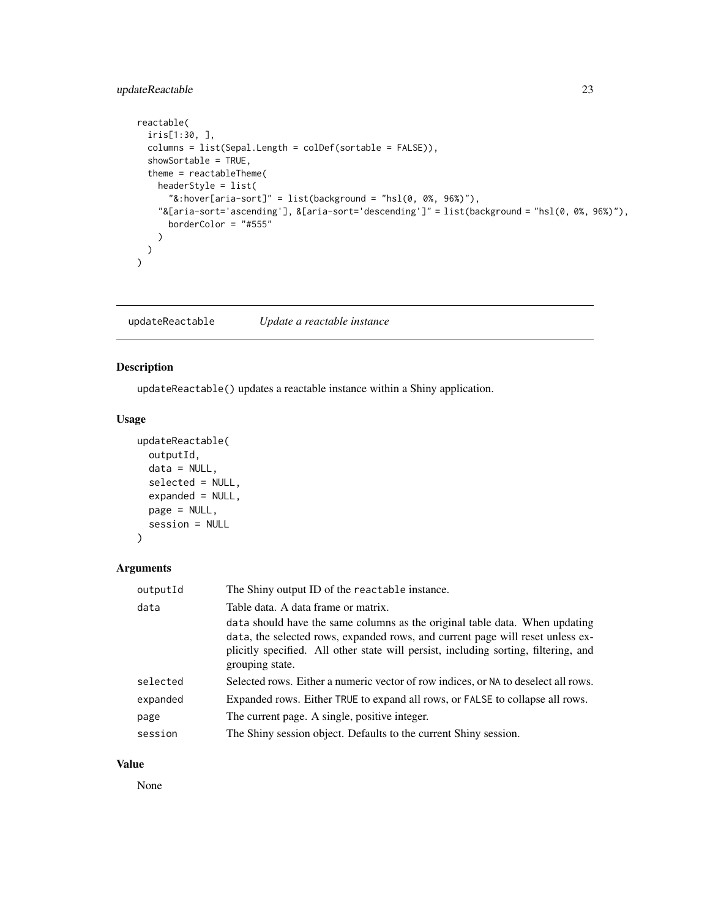```r
reactable(
  iris[1:30, ],
  columns = list(Sepal.Length = colDef(sortable = FALSE)),
  showSortable = TRUE,
  theme = reactableTheme(
    headerStyle = list(
      "&:hover[aria-sort]" = list(background = "hsl(0, 0%, 96%)"),
    "&[aria-sort='ascending'], &[aria-sort='descending']" = list(background = "hsl(0, 0%, 96%)"),
      borderColor = "#555"
    )
  )
)
```

## updateReactable *Update a reactable instance*

### Description

updateReactable() updates a reactable instance within a Shiny application.

### Usage

```r
updateReactable(
  outputId,
  data = NULL,
  selected = NULL,
  expanded = NULL,
  page = NULL,
  session = NULL
)
```

### Arguments

| | |
|---|---|
| outputId | The Shiny output ID of the reactable instance. |
| data | Table data. A data frame or matrix. data should have the same columns as the original table data. When updating data, the selected rows, expanded rows, and current page will reset unless explicitly specified. All other state will persist, including sorting, filtering, and grouping state. |
| selected | Selected rows. Either a numeric vector of row indices, or NA to deselect all rows. |
| expanded | Expanded rows. Either TRUE to expand all rows, or FALSE to collapse all rows. |
| page | The current page. A single, positive integer. |
| session | The Shiny session object. Defaults to the current Shiny session. |

### Value

None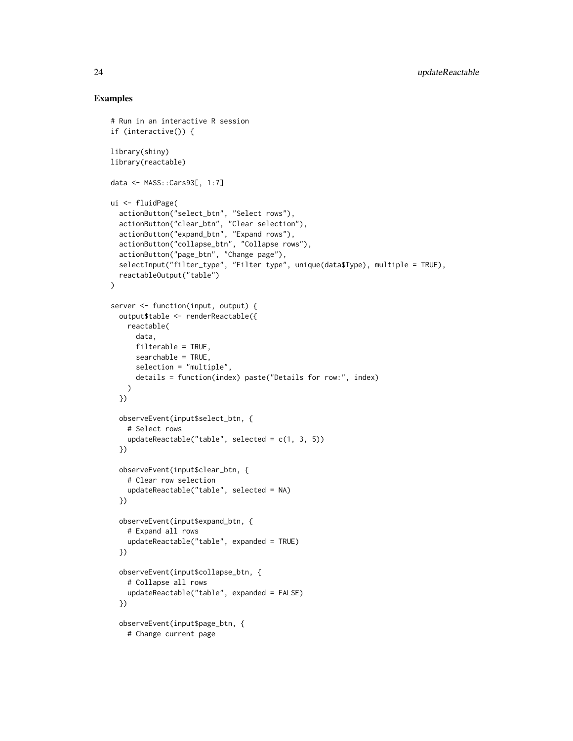## Examples

```
# Run in an interactive R session
if (interactive()) {

library(shiny)
library(reactable)

data <- MASS::Cars93[, 1:7]

ui <- fluidPage(
  actionButton("select_btn", "Select rows"),
  actionButton("clear_btn", "Clear selection"),
  actionButton("expand_btn", "Expand rows"),
  actionButton("collapse_btn", "Collapse rows"),
  actionButton("page_btn", "Change page"),
  selectInput("filter_type", "Filter type", unique(data$Type), multiple = TRUE),
  reactableOutput("table")
)

server <- function(input, output) {
  output$table <- renderReactable({
    reactable(
      data,
      filterable = TRUE,
      searchable = TRUE,
      selection = "multiple",
      details = function(index) paste("Details for row:", index)
    )
  })

  observeEvent(input$select_btn, {
    # Select rows
    updateReactable("table", selected = c(1, 3, 5))
  })

  observeEvent(input$clear_btn, {
    # Clear row selection
    updateReactable("table", selected = NA)
  })

  observeEvent(input$expand_btn, {
    # Expand all rows
    updateReactable("table", expanded = TRUE)
  })

  observeEvent(input$collapse_btn, {
    # Collapse all rows
    updateReactable("table", expanded = FALSE)
  })

  observeEvent(input$page_btn, {
    # Change current page
```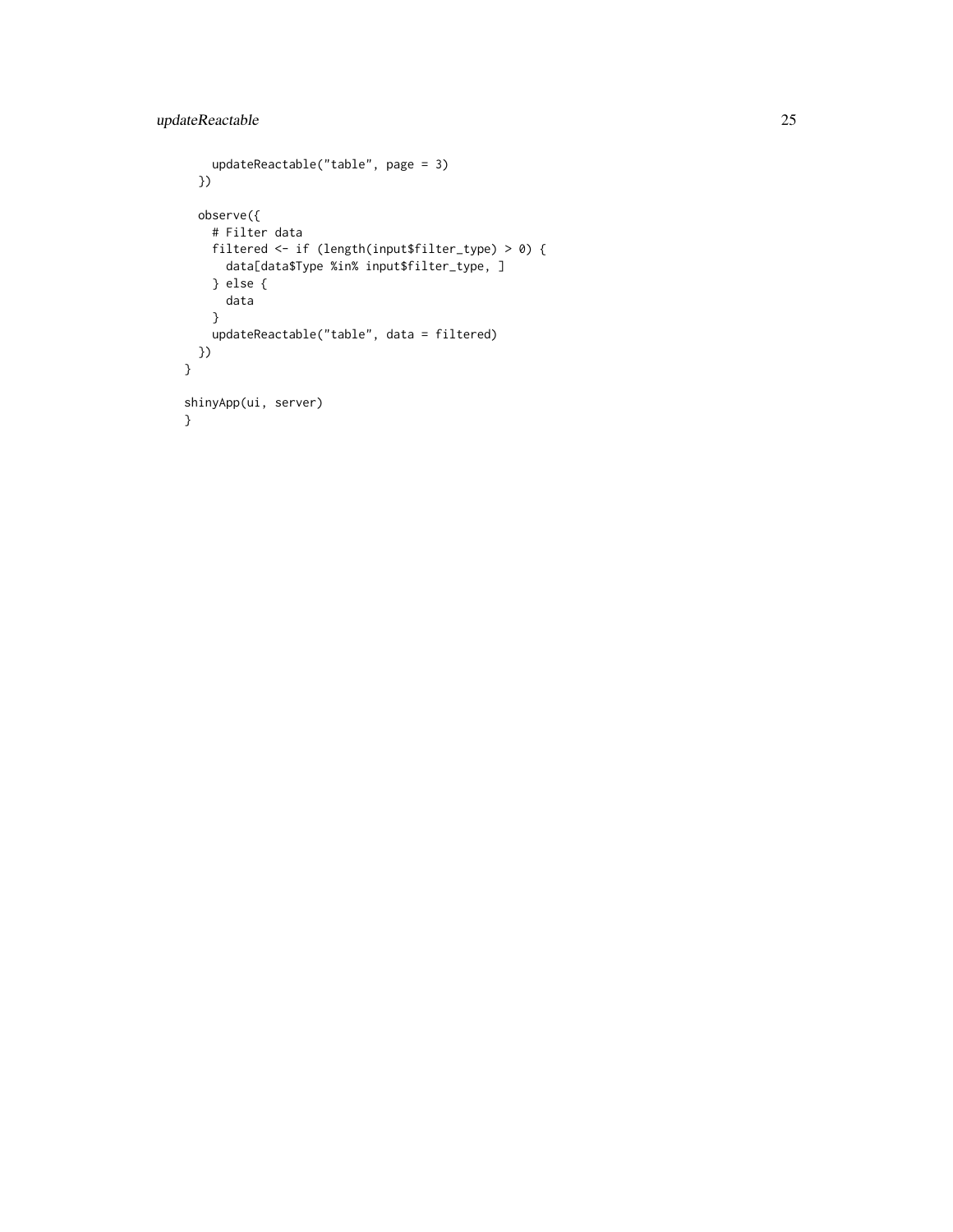```
    updateReactable("table", page = 3)
  })

  observe({
    # Filter data
    filtered <- if (length(input$filter_type) > 0) {
      data[data$Type %in% input$filter_type, ]
    } else {
      data
    }
    updateReactable("table", data = filtered)
  })
}

shinyApp(ui, server)
}
```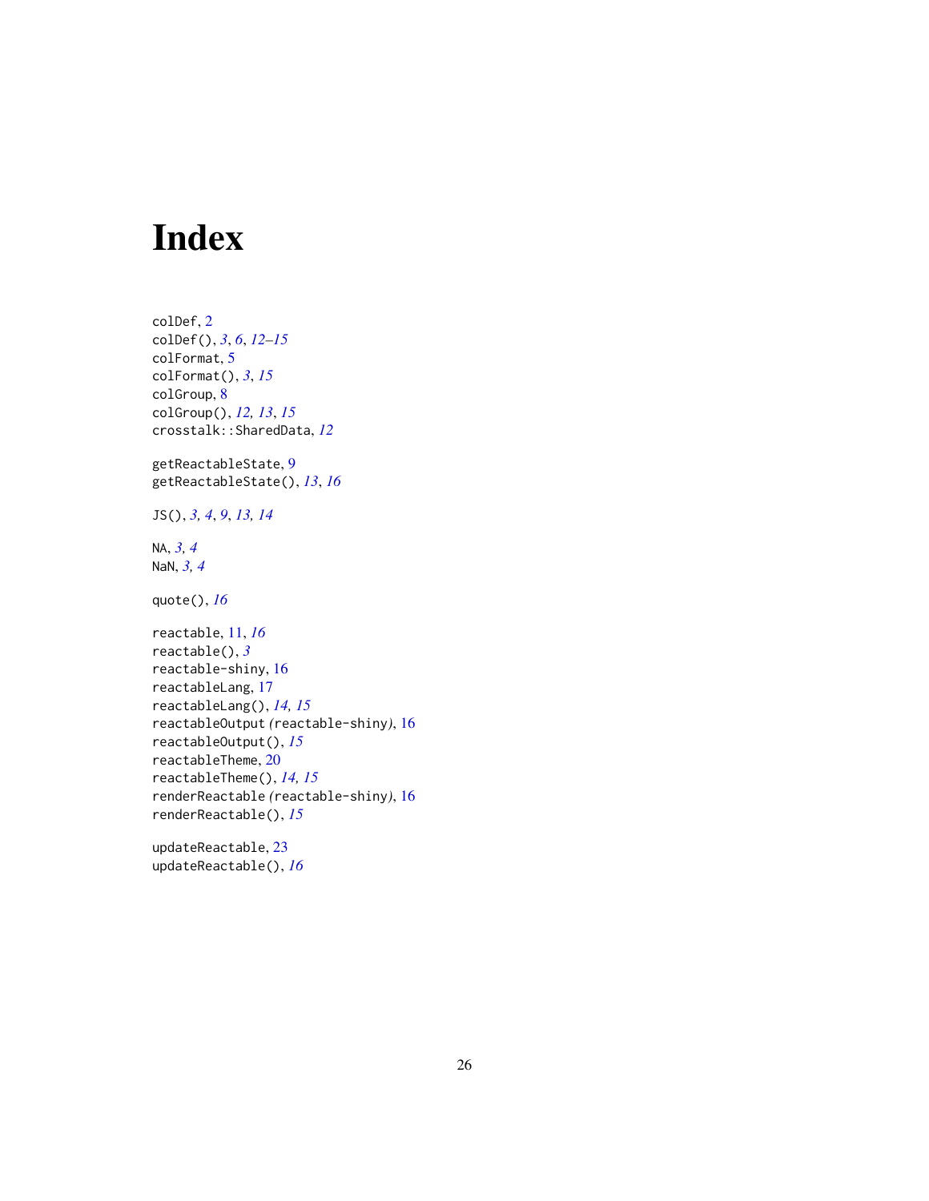# Index

colDef, 2
colDef(), *3*, *6*, *12–15*
colFormat, 5
colFormat(), *3*, *15*
colGroup, 8
colGroup(), *12, 13*, *15*
crosstalk::SharedData, *12*

getReactableState, 9
getReactableState(), *13*, *16*

JS(), *3, 4*, *9*, *13, 14*

NA, *3, 4*
NaN, *3, 4*

quote(), *16*

reactable, 11, *16*
reactable(), *3*
reactable-shiny, 16
reactableLang, 17
reactableLang(), *14, 15*
reactableOutput *(reactable-shiny)*, 16
reactableOutput(), *15*
reactableTheme, 20
reactableTheme(), *14, 15*
renderReactable *(reactable-shiny)*, 16
renderReactable(), *15*

updateReactable, 23
updateReactable(), *16*